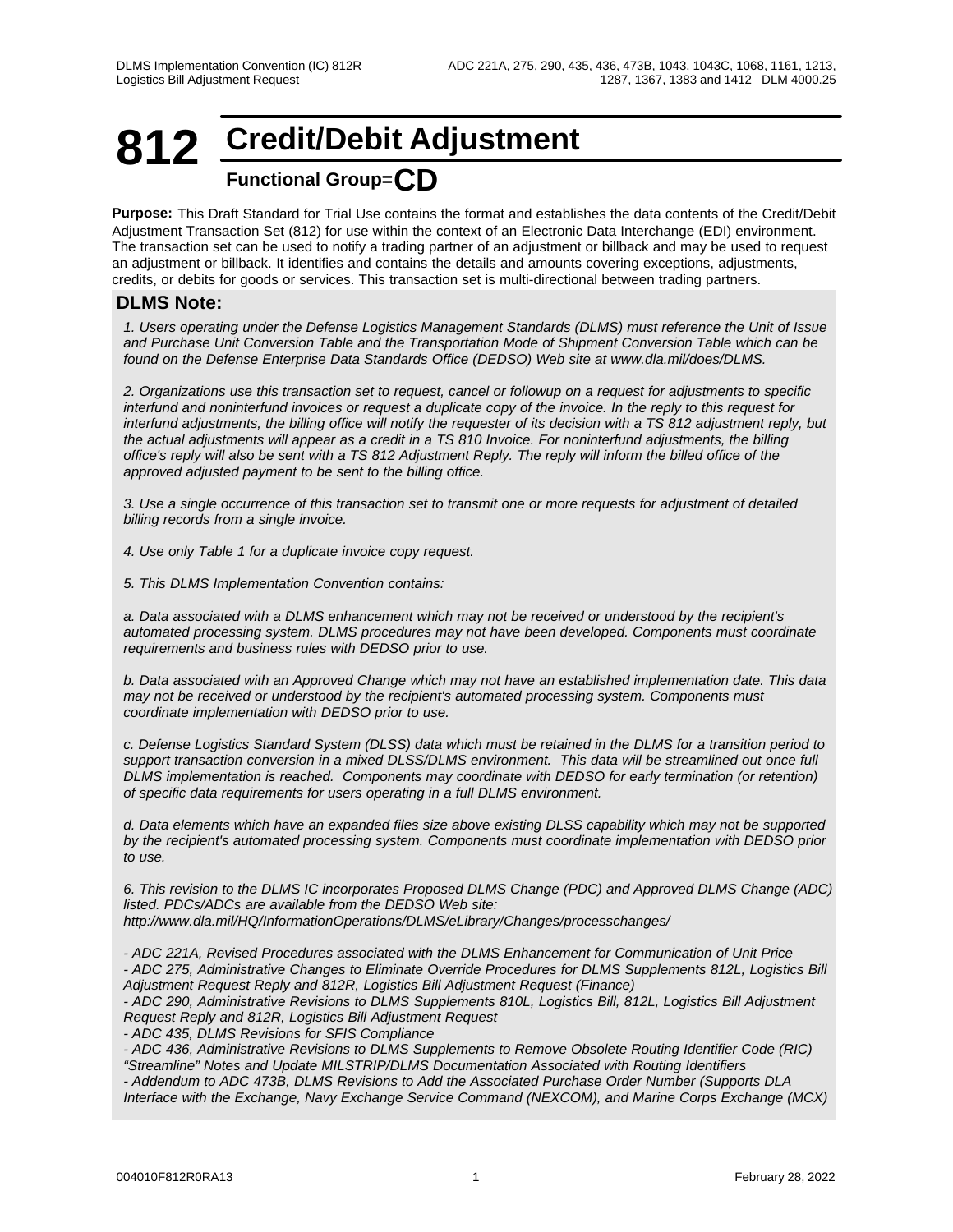# 812 Credit/Debit Adjustment

## Functional Group=CD

**Purpose:** This Draft Standard for Trial Use contains the format and establishes the data contents of the Credit/Debit Adjustment Transaction Set (812) for use within the context of an Electronic Data Interchange (EDI) environment. The transaction set can be used to notify a trading partner of an adjustment or billback and may be used to request an adjustment or billback. It identifies and contains the details and amounts covering exceptions, adjustments, credits, or debits for goods or services. This transaction set is multi-directional between trading partners.

### DLMS Note:

*1. Users operating under the Defense Logistics Management Standards (DLMS) must reference the Unit of Issue and Purchase Unit Conversion Table and the Transportation Mode of Shipment Conversion Table which can be found on the Defense Enterprise Data Standards Office (DEDSO) Web site at www.dla.mil/does/DLMS.*

*2. Organizations use this transaction set to request, cancel or followup on a request for adjustments to specific interfund and noninterfund invoices or request a duplicate copy of the invoice. In the reply to this request for interfund adjustments, the billing office will notify the requester of its decision with a TS 812 adjustment reply, but the actual adjustments will appear as a credit in a TS 810 Invoice. For noninterfund adjustments, the billing office's reply will also be sent with a TS 812 Adjustment Reply. The reply will inform the billed office of the approved adjusted payment to be sent to the billing office.*

*3. Use a single occurrence of this transaction set to transmit one or more requests for adjustment of detailed billing records from a single invoice.*

*4. Use only Table 1 for a duplicate invoice copy request.*

*5. This DLMS Implementation Convention contains:*

*a. Data associated with a DLMS enhancement which may not be received or understood by the recipient's automated processing system. DLMS procedures may not have been developed. Components must coordinate requirements and business rules with DEDSO prior to use.*

*b. Data associated with an Approved Change which may not have an established implementation date. This data may not be received or understood by the recipient's automated processing system. Components must coordinate implementation with DEDSO prior to use.*

*c. Defense Logistics Standard System (DLSS) data which must be retained in the DLMS for a transition period to support transaction conversion in a mixed DLSS/DLMS environment. This data will be streamlined out once full DLMS implementation is reached. Components may coordinate with DEDSO for early termination (or retention) of specific data requirements for users operating in a full DLMS environment.*

*d. Data elements which have an expanded files size above existing DLSS capability which may not be supported by the recipient's automated processing system. Components must coordinate implementation with DEDSO prior to use.*

*6. This revision to the DLMS IC incorporates Proposed DLMS Change (PDC) and Approved DLMS Change (ADC) listed. PDCs/ADCs are available from the DEDSO Web site:*
*http://www.dla.mil/HQ/InformationOperations/DLMS/eLibrary/Changes/processchanges/*

*- ADC 221A, Revised Procedures associated with the DLMS Enhancement for Communication of Unit Price*
*- ADC 275, Administrative Changes to Eliminate Override Procedures for DLMS Supplements 812L, Logistics Bill Adjustment Request Reply and 812R, Logistics Bill Adjustment Request (Finance)*
*- ADC 290, Administrative Revisions to DLMS Supplements 810L, Logistics Bill, 812L, Logistics Bill Adjustment Request Reply and 812R, Logistics Bill Adjustment Request*
*- ADC 435, DLMS Revisions for SFIS Compliance*
*- ADC 436, Administrative Revisions to DLMS Supplements to Remove Obsolete Routing Identifier Code (RIC) "Streamline" Notes and Update MILSTRIP/DLMS Documentation Associated with Routing Identifiers*
*- Addendum to ADC 473B, DLMS Revisions to Add the Associated Purchase Order Number (Supports DLA Interface with the Exchange, Navy Exchange Service Command (NEXCOM), and Marine Corps Exchange (MCX)*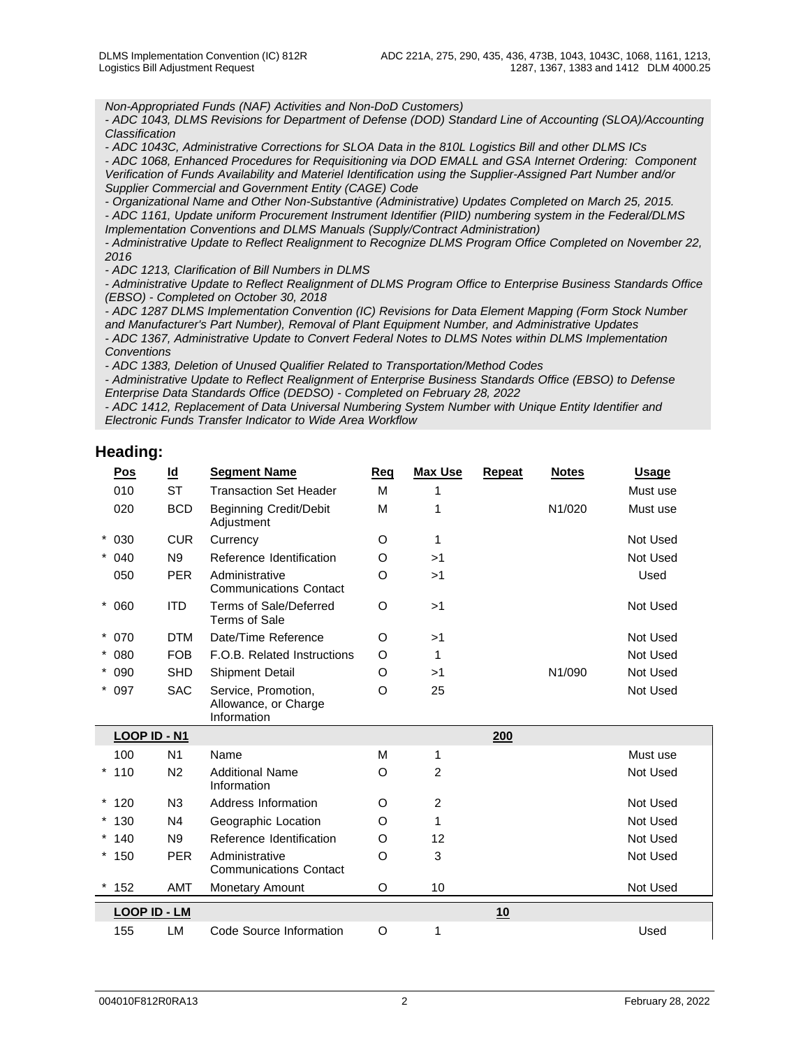*Non-Appropriated Funds (NAF) Activities and Non-DoD Customers)*
*- ADC 1043, DLMS Revisions for Department of Defense (DOD) Standard Line of Accounting (SLOA)/Accounting Classification*
*- ADC 1043C, Administrative Corrections for SLOA Data in the 810L Logistics Bill and other DLMS ICs*
*- ADC 1068, Enhanced Procedures for Requisitioning via DOD EMALL and GSA Internet Ordering: Component Verification of Funds Availability and Materiel Identification using the Supplier-Assigned Part Number and/or Supplier Commercial and Government Entity (CAGE) Code*
*- Organizational Name and Other Non-Substantive (Administrative) Updates Completed on March 25, 2015.*
*- ADC 1161, Update uniform Procurement Instrument Identifier (PIID) numbering system in the Federal/DLMS Implementation Conventions and DLMS Manuals (Supply/Contract Administration)*
*- Administrative Update to Reflect Realignment to Recognize DLMS Program Office Completed on November 22, 2016*
*- ADC 1213, Clarification of Bill Numbers in DLMS*
*- Administrative Update to Reflect Realignment of DLMS Program Office to Enterprise Business Standards Office (EBSO) - Completed on October 30, 2018*
*- ADC 1287 DLMS Implementation Convention (IC) Revisions for Data Element Mapping (Form Stock Number and Manufacturer's Part Number), Removal of Plant Equipment Number, and Administrative Updates*
*- ADC 1367, Administrative Update to Convert Federal Notes to DLMS Notes within DLMS Implementation Conventions*
*- ADC 1383, Deletion of Unused Qualifier Related to Transportation/Method Codes*
*- Administrative Update to Reflect Realignment of Enterprise Business Standards Office (EBSO) to Defense Enterprise Data Standards Office (DEDSO) - Completed on February 28, 2022*
*- ADC 1412, Replacement of Data Universal Numbering System Number with Unique Entity Identifier and Electronic Funds Transfer Indicator to Wide Area Workflow*

## Heading:

| | Pos | Id | Segment Name | Req | Max Use | Repeat | Notes | Usage |
|---|---|---|---|---|---|---|---|---|
| | 010 | ST | Transaction Set Header | M | 1 | | | Must use |
| | 020 | BCD | Beginning Credit/Debit Adjustment | M | 1 | | N1/020 | Must use |
| * | 030 | CUR | Currency | O | 1 | | | Not Used |
| * | 040 | N9 | Reference Identification | O | >1 | | | Not Used |
| | 050 | PER | Administrative Communications Contact | O | >1 | | | Used |
| * | 060 | ITD | Terms of Sale/Deferred Terms of Sale | O | >1 | | | Not Used |
| * | 070 | DTM | Date/Time Reference | O | >1 | | | Not Used |
| * | 080 | FOB | F.O.B. Related Instructions | O | 1 | | | Not Used |
| * | 090 | SHD | Shipment Detail | O | >1 | | N1/090 | Not Used |
| * | 097 | SAC | Service, Promotion, Allowance, or Charge Information | O | 25 | | | Not Used |
| | **LOOP ID - N1** | | | | | **200** | | |
| | 100 | N1 | Name | M | 1 | | | Must use |
| * | 110 | N2 | Additional Name Information | O | 2 | | | Not Used |
| * | 120 | N3 | Address Information | O | 2 | | | Not Used |
| * | 130 | N4 | Geographic Location | O | 1 | | | Not Used |
| * | 140 | N9 | Reference Identification | O | 12 | | | Not Used |
| * | 150 | PER | Administrative Communications Contact | O | 3 | | | Not Used |
| * | 152 | AMT | Monetary Amount | O | 10 | | | Not Used |
| | **LOOP ID - LM** | | | | | **10** | | |
| | 155 | LM | Code Source Information | O | 1 | | | Used |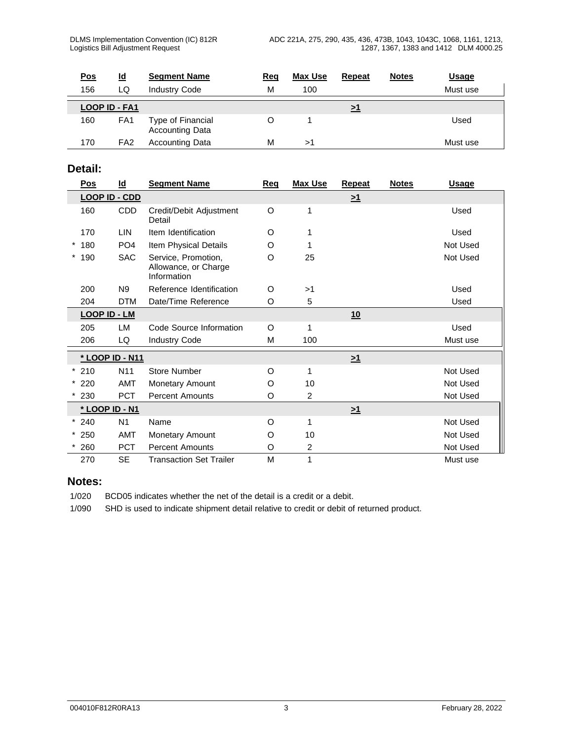| Pos | Id | Segment Name | Req | Max Use | Repeat | Notes | Usage |
|---|---|---|---|---|---|---|---|
| 156 | LQ | Industry Code | M | 100 | | | Must use |
| **LOOP ID - FA1** | | | | | >1 | | |
| 160 | FA1 | Type of Financial Accounting Data | O | 1 | | | Used |
| 170 | FA2 | Accounting Data | M | >1 | | | Must use |

## Detail:

| Pos | Id | Segment Name | Req | Max Use | Repeat | Notes | Usage |
|---|---|---|---|---|---|---|---|
| **LOOP ID - CDD** | | | | | >1 | | |
| 160 | CDD | Credit/Debit Adjustment Detail | O | 1 | | | Used |
| 170 | LIN | Item Identification | O | 1 | | | Used |
| * 180 | PO4 | Item Physical Details | O | 1 | | | Not Used |
| * 190 | SAC | Service, Promotion, Allowance, or Charge Information | O | 25 | | | Not Used |
| 200 | N9 | Reference Identification | O | >1 | | | Used |
| 204 | DTM | Date/Time Reference | O | 5 | | | Used |
| **LOOP ID - LM** | | | | | 10 | | |
| 205 | LM | Code Source Information | O | 1 | | | Used |
| 206 | LQ | Industry Code | M | 100 | | | Must use |
| **\* LOOP ID - N11** | | | | | >1 | | |
| * 210 | N11 | Store Number | O | 1 | | | Not Used |
| * 220 | AMT | Monetary Amount | O | 10 | | | Not Used |
| * 230 | PCT | Percent Amounts | O | 2 | | | Not Used |
| **\* LOOP ID - N1** | | | | | >1 | | |
| * 240 | N1 | Name | O | 1 | | | Not Used |
| * 250 | AMT | Monetary Amount | O | 10 | | | Not Used |
| * 260 | PCT | Percent Amounts | O | 2 | | | Not Used |
| 270 | SE | Transaction Set Trailer | M | 1 | | | Must use |

## Notes:

1/020 BCD05 indicates whether the net of the detail is a credit or a debit.

1/090 SHD is used to indicate shipment detail relative to credit or debit of returned product.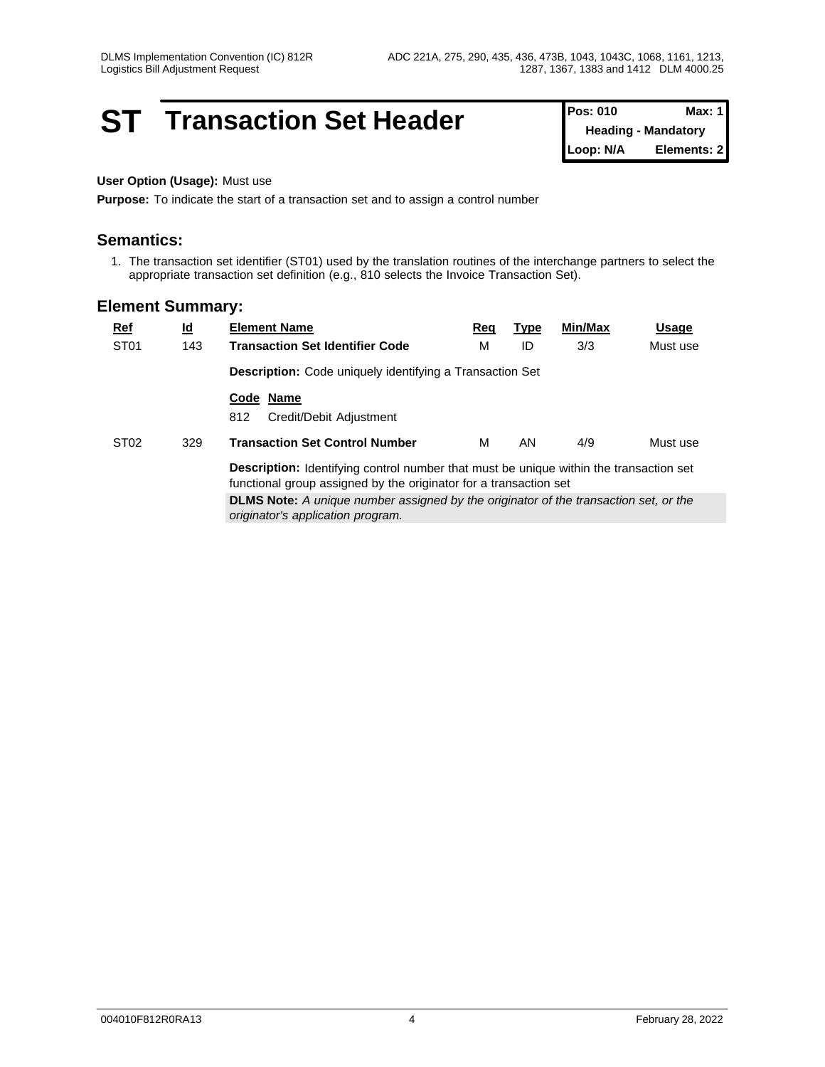# ST Transaction Set Header

| Pos: 010 | Max: 1 |
|---|---|
| Heading - Mandatory | |
| Loop: N/A | Elements: 2 |

**User Option (Usage):** Must use

**Purpose:** To indicate the start of a transaction set and to assign a control number

## Semantics:

1. The transaction set identifier (ST01) used by the translation routines of the interchange partners to select the appropriate transaction set definition (e.g., 810 selects the Invoice Transaction Set).

## Element Summary:

| Ref | Id | Element Name | Req | Type | Min/Max | Usage |
|---|---|---|---|---|---|---|
| ST01 | 143 | **Transaction Set Identifier Code** | M | ID | 3/3 | Must use |
| | | **Description:** Code uniquely identifying a Transaction Set | | | | |
| | | **Code Name**<br>812 Credit/Debit Adjustment | | | | |
| ST02 | 329 | **Transaction Set Control Number** | M | AN | 4/9 | Must use |
| | | **Description:** Identifying control number that must be unique within the transaction set functional group assigned by the originator for a transaction set | | | | |
| | | **DLMS Note:** *A unique number assigned by the originator of the transaction set, or the originator's application program.* | | | | |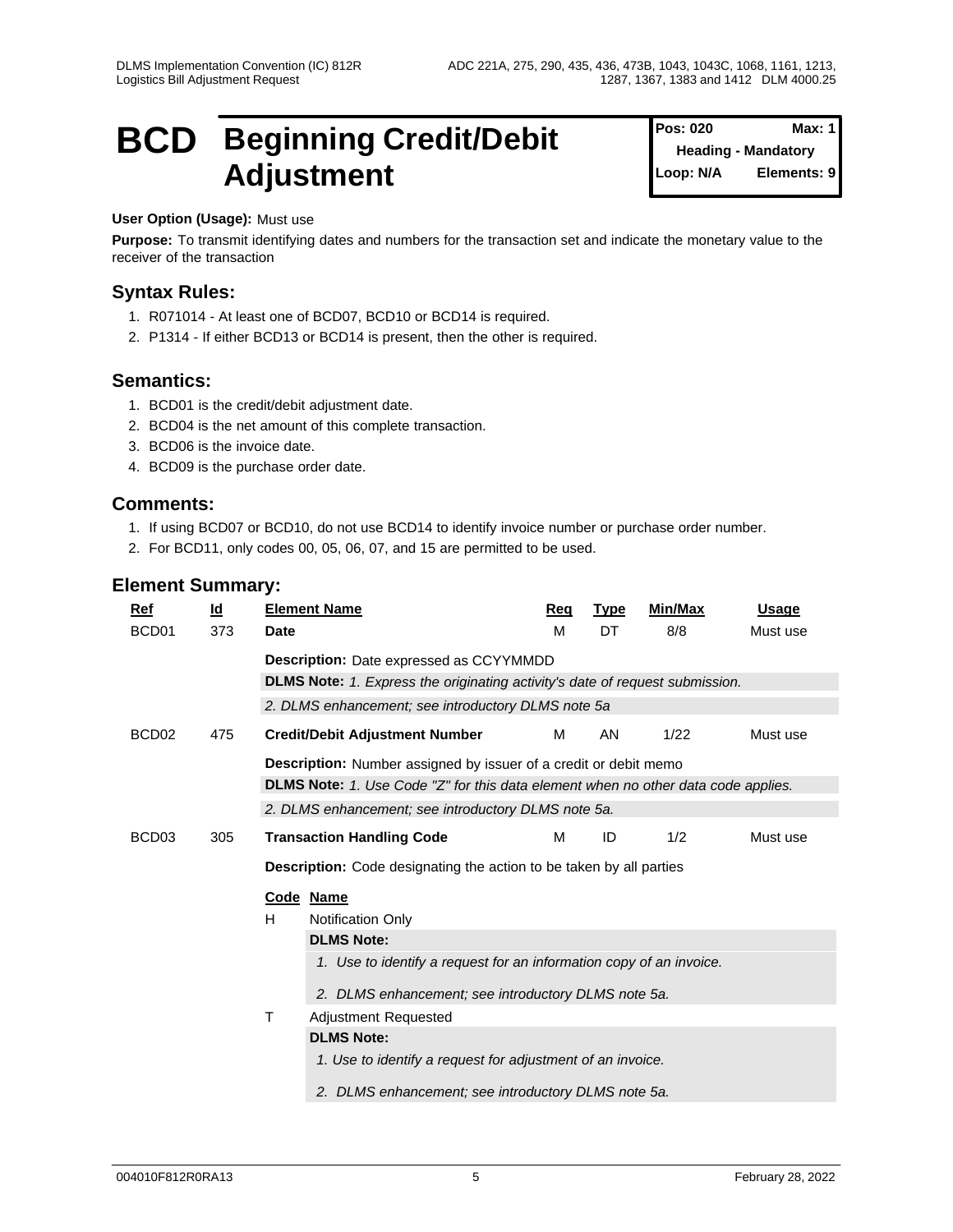# BCD Beginning Credit/Debit Adjustment

| Pos: 020 | Max: 1 |
|---|---|
| Heading - Mandatory | |
| Loop: N/A | Elements: 9 |

**User Option (Usage):** Must use

**Purpose:** To transmit identifying dates and numbers for the transaction set and indicate the monetary value to the receiver of the transaction

## Syntax Rules:

1. R071014 - At least one of BCD07, BCD10 or BCD14 is required.
2. P1314 - If either BCD13 or BCD14 is present, then the other is required.

## Semantics:

1. BCD01 is the credit/debit adjustment date.
2. BCD04 is the net amount of this complete transaction.
3. BCD06 is the invoice date.
4. BCD09 is the purchase order date.

## Comments:

1. If using BCD07 or BCD10, do not use BCD14 to identify invoice number or purchase order number.
2. For BCD11, only codes 00, 05, 06, 07, and 15 are permitted to be used.

## Element Summary:

| Ref | Id | Element Name | Req | Type | Min/Max | Usage |
|---|---|---|---|---|---|---|
| BCD01 | 373 | **Date** | M | DT | 8/8 | Must use |

**Description:** Date expressed as CCYYMMDD

**DLMS Note:** *1. Express the originating activity's date of request submission.*

*2. DLMS enhancement; see introductory DLMS note 5a*

| Ref | Id | Element Name | Req | Type | Min/Max | Usage |
|---|---|---|---|---|---|---|
| BCD02 | 475 | **Credit/Debit Adjustment Number** | M | AN | 1/22 | Must use |

**Description:** Number assigned by issuer of a credit or debit memo

**DLMS Note:** *1. Use Code "Z" for this data element when no other data code applies.*

*2. DLMS enhancement; see introductory DLMS note 5a.*

| Ref | Id | Element Name | Req | Type | Min/Max | Usage |
|---|---|---|---|---|---|---|
| BCD03 | 305 | **Transaction Handling Code** | M | ID | 1/2 | Must use |

**Description:** Code designating the action to be taken by all parties

| Code | Name |
|---|---|
| H | Notification Only |
| T | Adjustment Requested |

**H - Notification Only**

**DLMS Note:**

1. *Use to identify a request for an information copy of an invoice.*
2. *DLMS enhancement; see introductory DLMS note 5a.*

**T - Adjustment Requested**

**DLMS Note:**

1. *Use to identify a request for adjustment of an invoice.*
2. *DLMS enhancement; see introductory DLMS note 5a.*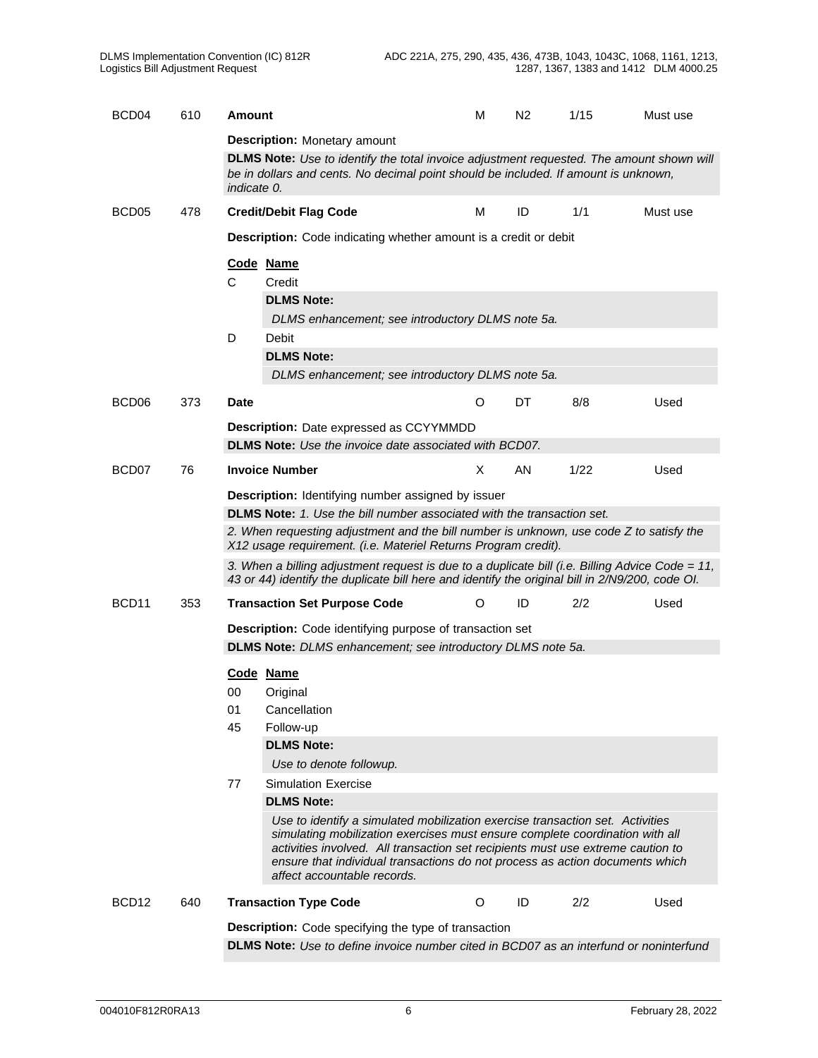| | | | | | | |
|---|---|---|---|---|---|---|
| BCD04 | 610 | **Amount** | M | N2 | 1/15 | Must use |

**Description:** Monetary amount

**DLMS Note:** *Use to identify the total invoice adjustment requested. The amount shown will be in dollars and cents. No decimal point should be included. If amount is unknown, indicate 0.*

| | | | | | | |
|---|---|---|---|---|---|---|
| BCD05 | 478 | **Credit/Debit Flag Code** | M | ID | 1/1 | Must use |

**Description:** Code indicating whether amount is a credit or debit

| Code | Name |
|---|---|
| C | Credit<br>**DLMS Note:**<br>*DLMS enhancement; see introductory DLMS note 5a.* |
| D | Debit<br>**DLMS Note:**<br>*DLMS enhancement; see introductory DLMS note 5a.* |

| | | | | | | |
|---|---|---|---|---|---|---|
| BCD06 | 373 | **Date** | O | DT | 8/8 | Used |

**Description:** Date expressed as CCYYMMDD

**DLMS Note:** *Use the invoice date associated with BCD07.*

| | | | | | | |
|---|---|---|---|---|---|---|
| BCD07 | 76 | **Invoice Number** | X | AN | 1/22 | Used |

**Description:** Identifying number assigned by issuer

**DLMS Note:** *1. Use the bill number associated with the transaction set.*

*2. When requesting adjustment and the bill number is unknown, use code Z to satisfy the X12 usage requirement. (i.e. Materiel Returns Program credit).*

*3. When a billing adjustment request is due to a duplicate bill (i.e. Billing Advice Code = 11, 43 or 44) identify the duplicate bill here and identify the original bill in 2/N9/200, code OI.*

| | | | | | | |
|---|---|---|---|---|---|---|
| BCD11 | 353 | **Transaction Set Purpose Code** | O | ID | 2/2 | Used |

**Description:** Code identifying purpose of transaction set

**DLMS Note:** *DLMS enhancement; see introductory DLMS note 5a.*

| Code | Name |
|---|---|
| 00 | Original |
| 01 | Cancellation |
| 45 | Follow-up<br>**DLMS Note:**<br>*Use to denote followup.* |
| 77 | Simulation Exercise<br>**DLMS Note:**<br>*Use to identify a simulated mobilization exercise transaction set. Activities simulating mobilization exercises must ensure complete coordination with all activities involved. All transaction set recipients must use extreme caution to ensure that individual transactions do not process as action documents which affect accountable records.* |

| | | | | | | |
|---|---|---|---|---|---|---|
| BCD12 | 640 | **Transaction Type Code** | O | ID | 2/2 | Used |

**Description:** Code specifying the type of transaction

**DLMS Note:** *Use to define invoice number cited in BCD07 as an interfund or noninterfund*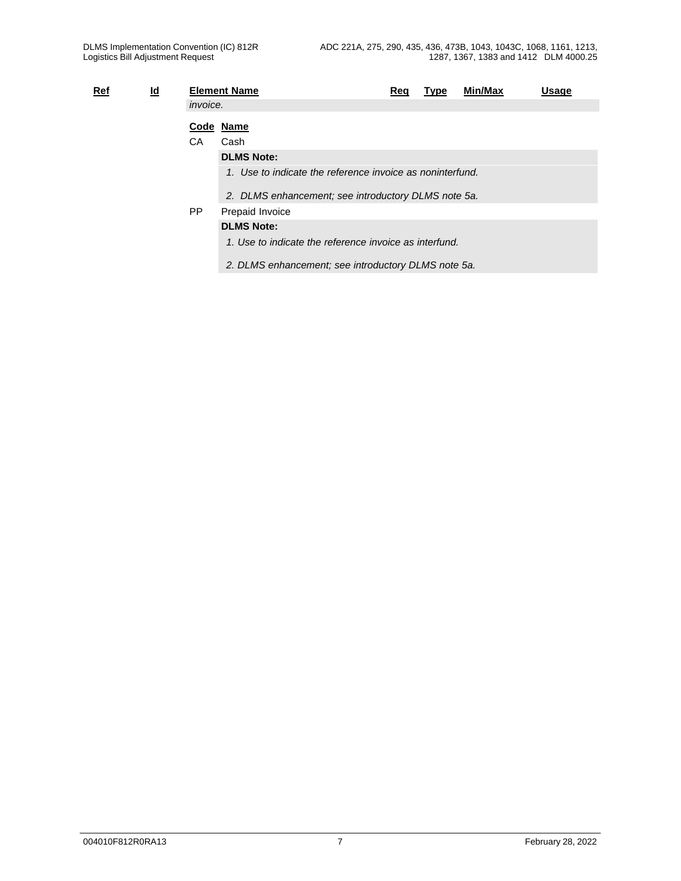| Ref | Id | Element Name | Req | Type | Min/Max | Usage |
|---|---|---|---|---|---|---|

*invoice.*

| Code | Name |
|---|---|
| CA | Cash |
| PP | Prepaid Invoice |

**CA** Cash

**DLMS Note:**

*1. Use to indicate the reference invoice as noninterfund.*

*2. DLMS enhancement; see introductory DLMS note 5a.*

**PP** Prepaid Invoice

**DLMS Note:**

*1. Use to indicate the reference invoice as interfund.*

*2. DLMS enhancement; see introductory DLMS note 5a.*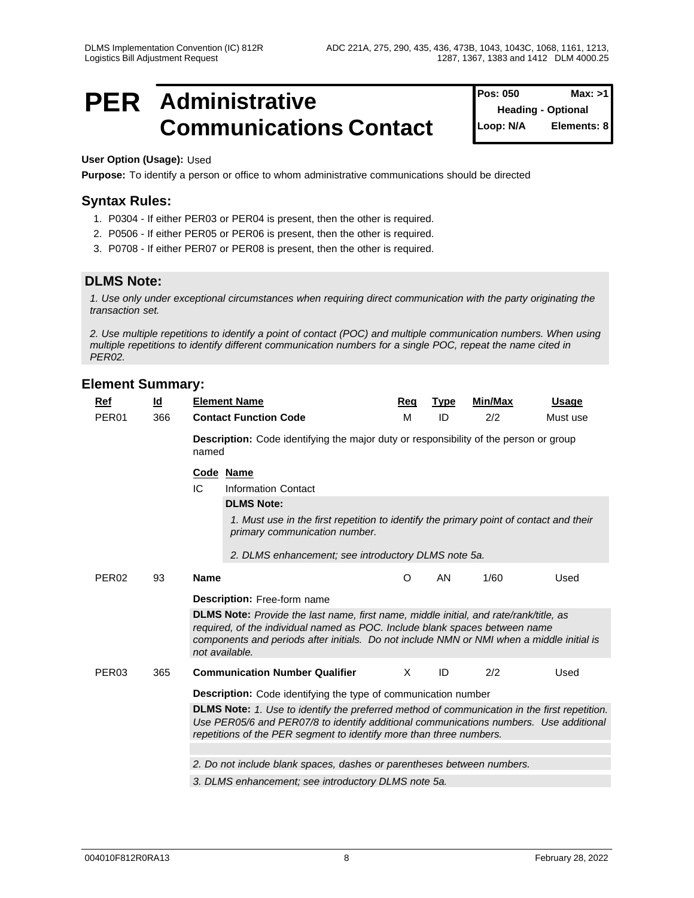# PER Administrative Communications Contact

| Pos: 050 | Max: >1 |
|---|---|
| Heading - Optional | |
| Loop: N/A | Elements: 8 |

**User Option (Usage):** Used

**Purpose:** To identify a person or office to whom administrative communications should be directed

## Syntax Rules:

1. P0304 - If either PER03 or PER04 is present, then the other is required.
2. P0506 - If either PER05 or PER06 is present, then the other is required.
3. P0708 - If either PER07 or PER08 is present, then the other is required.

## DLMS Note:

*1. Use only under exceptional circumstances when requiring direct communication with the party originating the transaction set.*

*2. Use multiple repetitions to identify a point of contact (POC) and multiple communication numbers. When using multiple repetitions to identify different communication numbers for a single POC, repeat the name cited in PER02.*

## Element Summary:

| Ref | Id | Element Name | Req | Type | Min/Max | Usage |
|---|---|---|---|---|---|---|
| PER01 | 366 | **Contact Function Code** | M | ID | 2/2 | Must use |

**Description:** Code identifying the major duty or responsibility of the person or group named

| Code | Name |
|---|---|
| IC | Information Contact |

**DLMS Note:**

*1. Must use in the first repetition to identify the primary point of contact and their primary communication number.*

*2. DLMS enhancement; see introductory DLMS note 5a.*

| Ref | Id | Element Name | Req | Type | Min/Max | Usage |
|---|---|---|---|---|---|---|
| PER02 | 93 | **Name** | O | AN | 1/60 | Used |

**Description:** Free-form name

**DLMS Note:** *Provide the last name, first name, middle initial, and rate/rank/title, as required, of the individual named as POC. Include blank spaces between name components and periods after initials. Do not include NMN or NMI when a middle initial is not available.*

| Ref | Id | Element Name | Req | Type | Min/Max | Usage |
|---|---|---|---|---|---|---|
| PER03 | 365 | **Communication Number Qualifier** | X | ID | 2/2 | Used |

**Description:** Code identifying the type of communication number

**DLMS Note:** *1. Use to identify the preferred method of communication in the first repetition. Use PER05/6 and PER07/8 to identify additional communications numbers. Use additional repetitions of the PER segment to identify more than three numbers.*

*2. Do not include blank spaces, dashes or parentheses between numbers.*

*3. DLMS enhancement; see introductory DLMS note 5a.*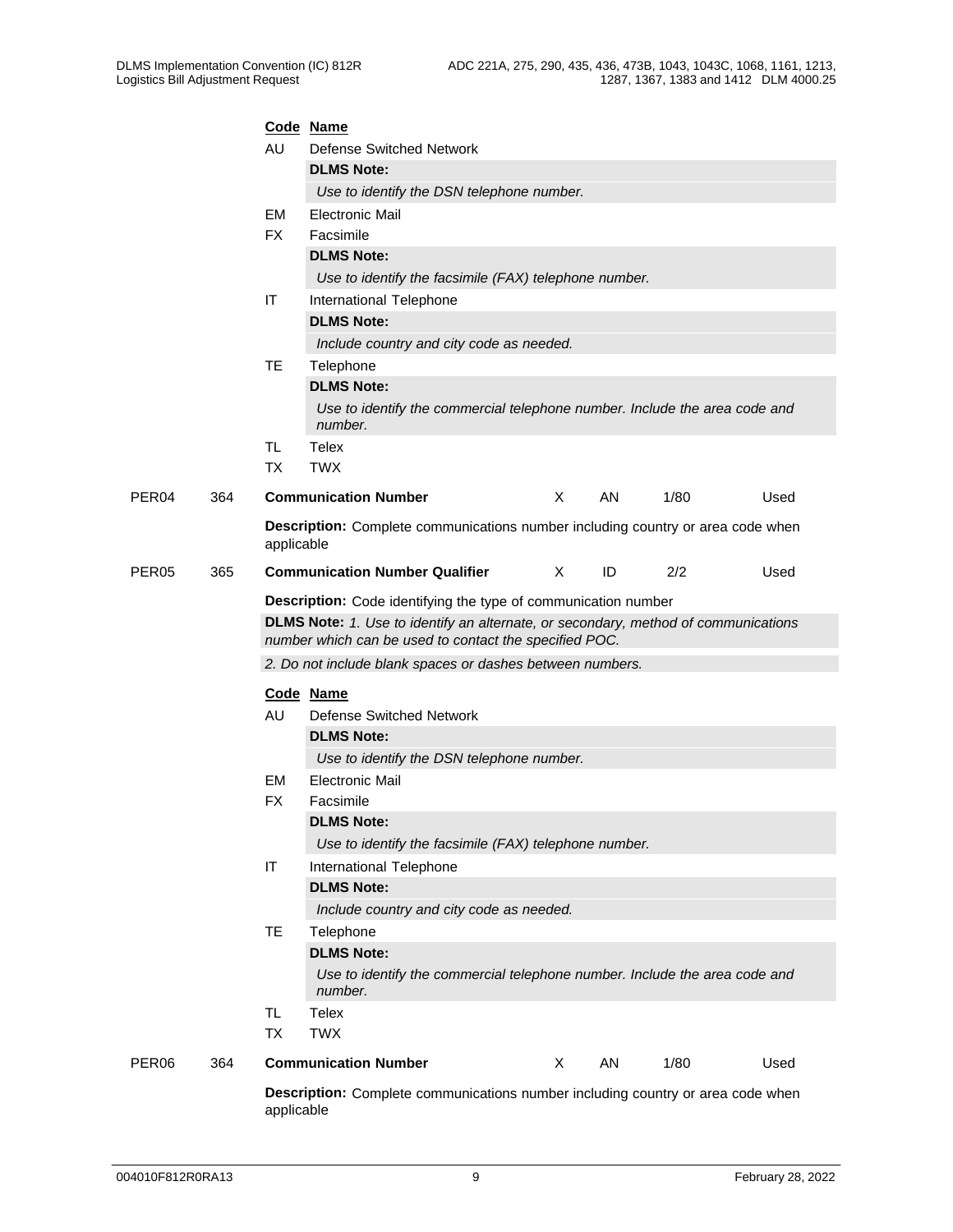| Code | Name |
|---|---|
| AU | Defense Switched Network |
| | **DLMS Note:** |
| | *Use to identify the DSN telephone number.* |
| EM | Electronic Mail |
| FX | Facsimile |
| | **DLMS Note:** |
| | *Use to identify the facsimile (FAX) telephone number.* |
| IT | International Telephone |
| | **DLMS Note:** |
| | *Include country and city code as needed.* |
| TE | Telephone |
| | **DLMS Note:** |
| | *Use to identify the commercial telephone number. Include the area code and number.* |
| TL | Telex |
| TX | TWX |

| PER04 | 364 | **Communication Number** | X | AN | 1/80 | Used |
|---|---|---|---|---|---|---|

**Description:** Complete communications number including country or area code when applicable

| PER05 | 365 | **Communication Number Qualifier** | X | ID | 2/2 | Used |
|---|---|---|---|---|---|---|

**Description:** Code identifying the type of communication number

**DLMS Note:** *1. Use to identify an alternate, or secondary, method of communications number which can be used to contact the specified POC.*

*2. Do not include blank spaces or dashes between numbers.*

| Code | Name |
|---|---|
| AU | Defense Switched Network |
| | **DLMS Note:** |
| | *Use to identify the DSN telephone number.* |
| EM | Electronic Mail |
| FX | Facsimile |
| | **DLMS Note:** |
| | *Use to identify the facsimile (FAX) telephone number.* |
| IT | International Telephone |
| | **DLMS Note:** |
| | *Include country and city code as needed.* |
| TE | Telephone |
| | **DLMS Note:** |
| | *Use to identify the commercial telephone number. Include the area code and number.* |
| TL | Telex |
| TX | TWX |

| PER06 | 364 | **Communication Number** | X | AN | 1/80 | Used |
|---|---|---|---|---|---|---|

**Description:** Complete communications number including country or area code when applicable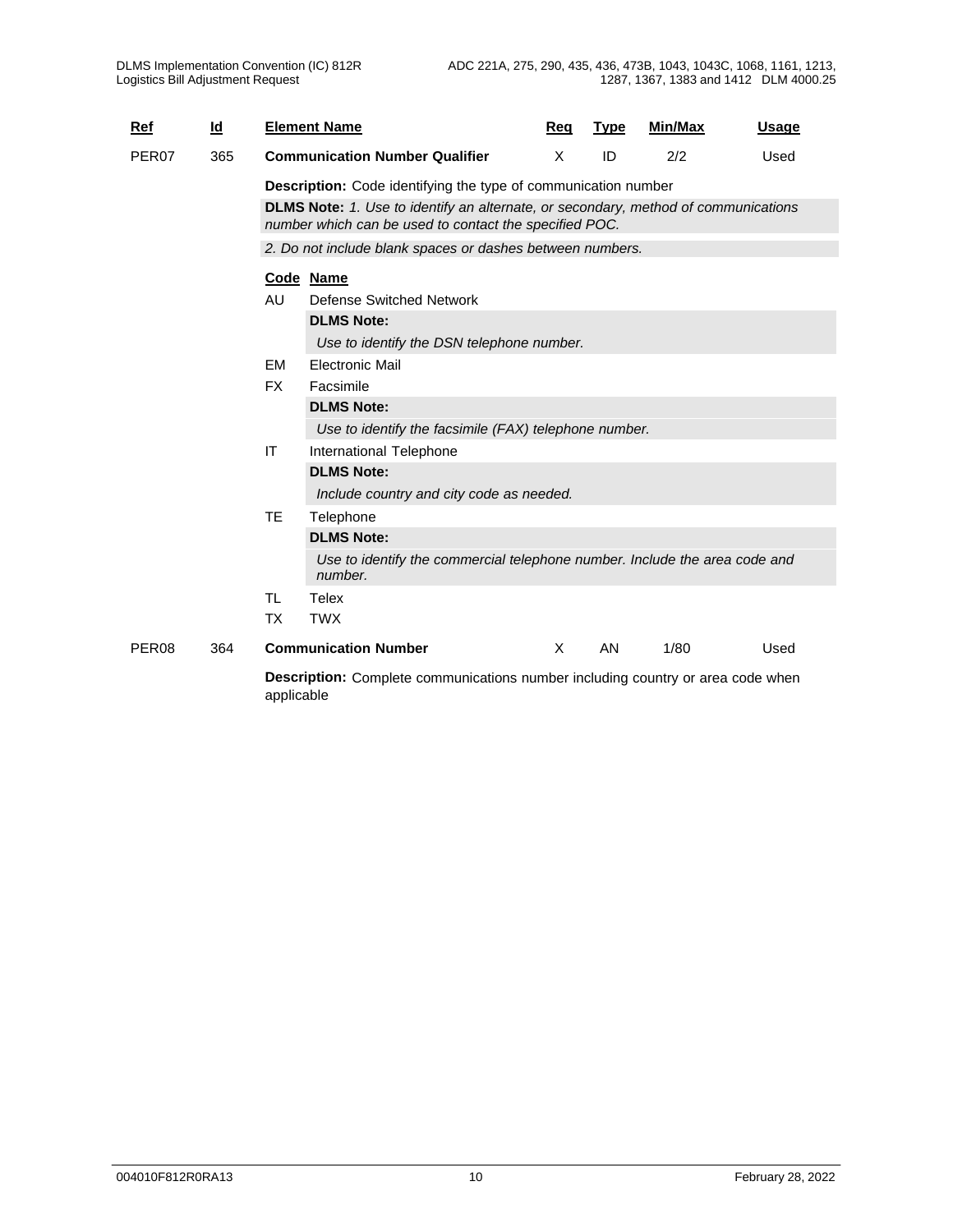| Ref | Id | Element Name | Req | Type | Min/Max | Usage |
|---|---|---|---|---|---|---|
| PER07 | 365 | **Communication Number Qualifier** | X | ID | 2/2 | Used |

**Description:** Code identifying the type of communication number

**DLMS Note:** *1. Use to identify an alternate, or secondary, method of communications number which can be used to contact the specified POC.*

*2. Do not include blank spaces or dashes between numbers.*

| Code | Name |
|---|---|
| AU | Defense Switched Network<br>**DLMS Note:**<br>*Use to identify the DSN telephone number.* |
| EM | Electronic Mail |
| FX | Facsimile<br>**DLMS Note:**<br>*Use to identify the facsimile (FAX) telephone number.* |
| IT | International Telephone<br>**DLMS Note:**<br>*Include country and city code as needed.* |
| TE | Telephone<br>**DLMS Note:**<br>*Use to identify the commercial telephone number. Include the area code and number.* |
| TL | Telex |
| TX | TWX |

| Ref | Id | Element Name | Req | Type | Min/Max | Usage |
|---|---|---|---|---|---|---|
| PER08 | 364 | **Communication Number** | X | AN | 1/80 | Used |

**Description:** Complete communications number including country or area code when applicable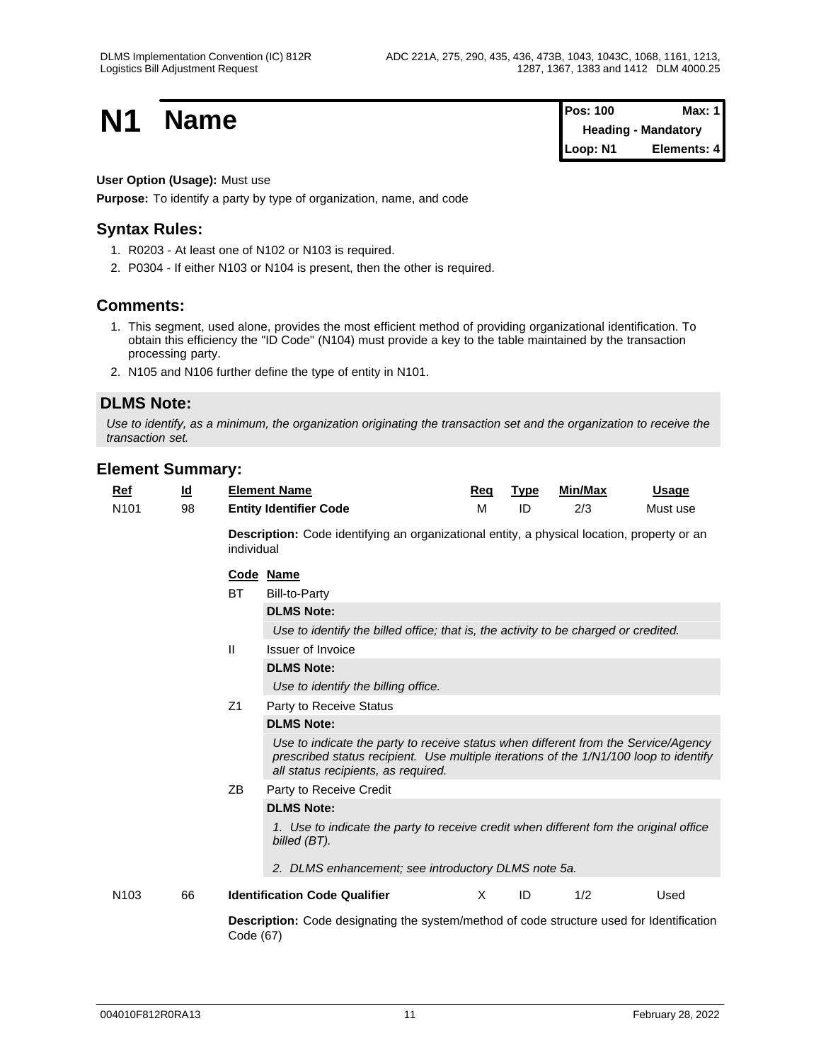# N1 Name

| Pos: 100 | Max: 1 |
| --- | --- |
| Heading - Mandatory | |
| Loop: N1 | Elements: 4 |

**User Option (Usage):** Must use

**Purpose:** To identify a party by type of organization, name, and code

## Syntax Rules:

1. R0203 - At least one of N102 or N103 is required.
2. P0304 - If either N103 or N104 is present, then the other is required.

## Comments:

1. This segment, used alone, provides the most efficient method of providing organizational identification. To obtain this efficiency the "ID Code" (N104) must provide a key to the table maintained by the transaction processing party.
2. N105 and N106 further define the type of entity in N101.

## DLMS Note:

*Use to identify, as a minimum, the organization originating the transaction set and the organization to receive the transaction set.*

## Element Summary:

| Ref | Id | Element Name | Req | Type | Min/Max | Usage |
| --- | --- | --- | --- | --- | --- | --- |
| N101 | 98 | **Entity Identifier Code** | M | ID | 2/3 | Must use |

**Description:** Code identifying an organizational entity, a physical location, property or an individual

| Code | Name |
| --- | --- |
| BT | Bill-to-Party |
| | **DLMS Note:** *Use to identify the billed office; that is, the activity to be charged or credited.* |
| II | Issuer of Invoice |
| | **DLMS Note:** *Use to identify the billing office.* |
| Z1 | Party to Receive Status |
| | **DLMS Note:** *Use to indicate the party to receive status when different from the Service/Agency prescribed status recipient. Use multiple iterations of the 1/N1/100 loop to identify all status recipients, as required.* |
| ZB | Party to Receive Credit |
| | **DLMS Note:** *1. Use to indicate the party to receive credit when different fom the original office billed (BT).* *2. DLMS enhancement; see introductory DLMS note 5a.* |

| Ref | Id | Element Name | Req | Type | Min/Max | Usage |
| --- | --- | --- | --- | --- | --- | --- |
| N103 | 66 | **Identification Code Qualifier** | X | ID | 1/2 | Used |

**Description:** Code designating the system/method of code structure used for Identification Code (67)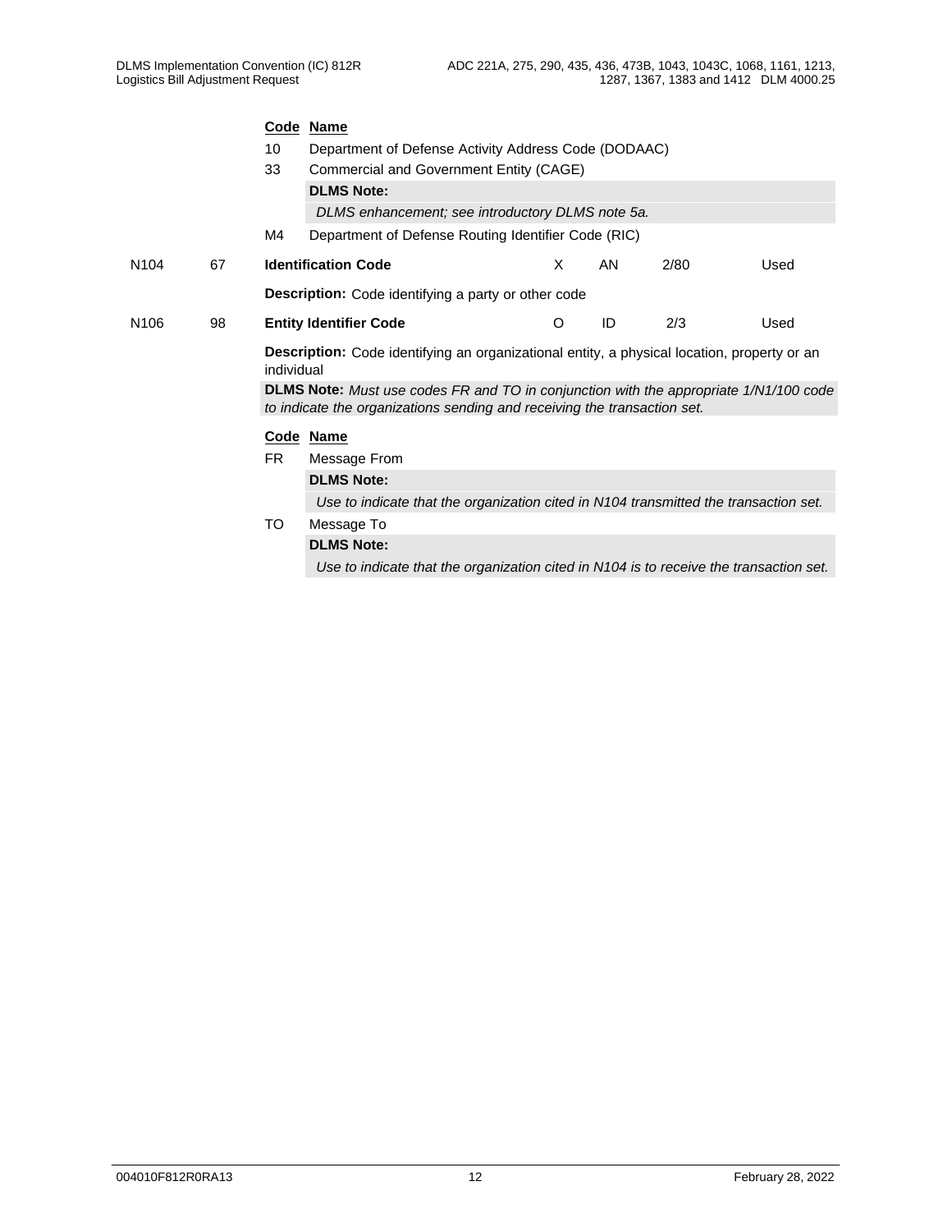| | | Code | Name | | | | |
|---|---|---|---|---|---|---|---|
| | | 10 | Department of Defense Activity Address Code (DODAAC) | | | | |
| | | 33 | Commercial and Government Entity (CAGE) | | | | |
| | | | **DLMS Note:** *DLMS enhancement; see introductory DLMS note 5a.* | | | | |
| | | M4 | Department of Defense Routing Identifier Code (RIC) | | | | |
| N104 | 67 | **Identification Code** | | X | AN | 2/80 | Used |

**Description:** Code identifying a party or other code

| | | | | | | | |
|---|---|---|---|---|---|---|---|
| N106 | 98 | **Entity Identifier Code** | | O | ID | 2/3 | Used |

**Description:** Code identifying an organizational entity, a physical location, property or an individual

**DLMS Note:** *Must use codes FR and TO in conjunction with the appropriate 1/N1/100 code to indicate the organizations sending and receiving the transaction set.*

| Code | Name |
|---|---|
| FR | Message From |
| | **DLMS Note:** *Use to indicate that the organization cited in N104 transmitted the transaction set.* |
| TO | Message To |
| | **DLMS Note:** *Use to indicate that the organization cited in N104 is to receive the transaction set.* |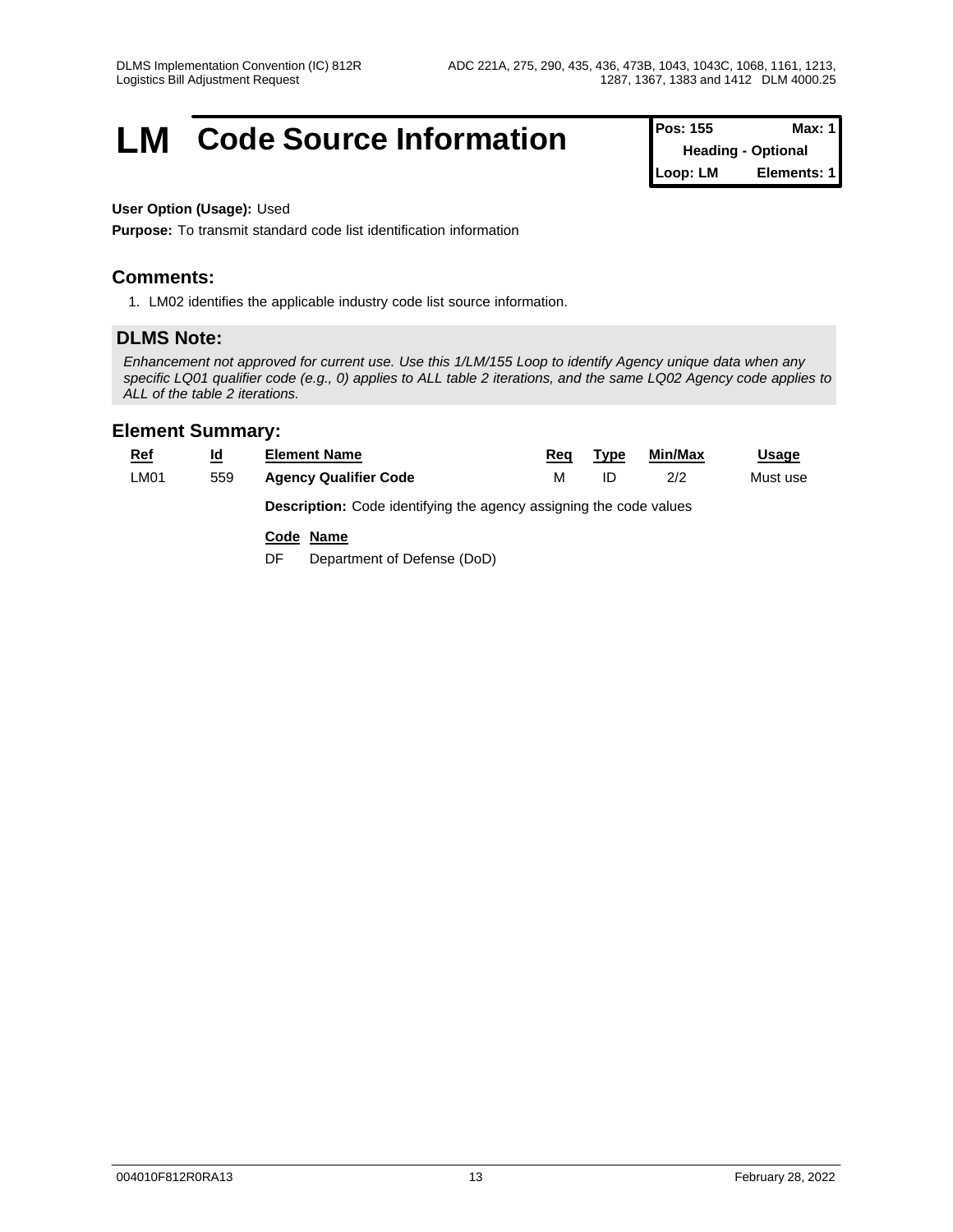# LM Code Source Information

| Pos: 155 | Max: 1 |
|---|---|
| Heading - Optional | |
| Loop: LM | Elements: 1 |

**User Option (Usage):** Used

**Purpose:** To transmit standard code list identification information

## Comments:

1. LM02 identifies the applicable industry code list source information.

## DLMS Note:

*Enhancement not approved for current use. Use this 1/LM/155 Loop to identify Agency unique data when any specific LQ01 qualifier code (e.g., 0) applies to ALL table 2 iterations, and the same LQ02 Agency code applies to ALL of the table 2 iterations.*

## Element Summary:

| Ref | Id | Element Name | Req | Type | Min/Max | Usage |
|---|---|---|---|---|---|---|
| LM01 | 559 | **Agency Qualifier Code** | M | ID | 2/2 | Must use |

**Description:** Code identifying the agency assigning the code values

| Code | Name |
|---|---|
| DF | Department of Defense (DoD) |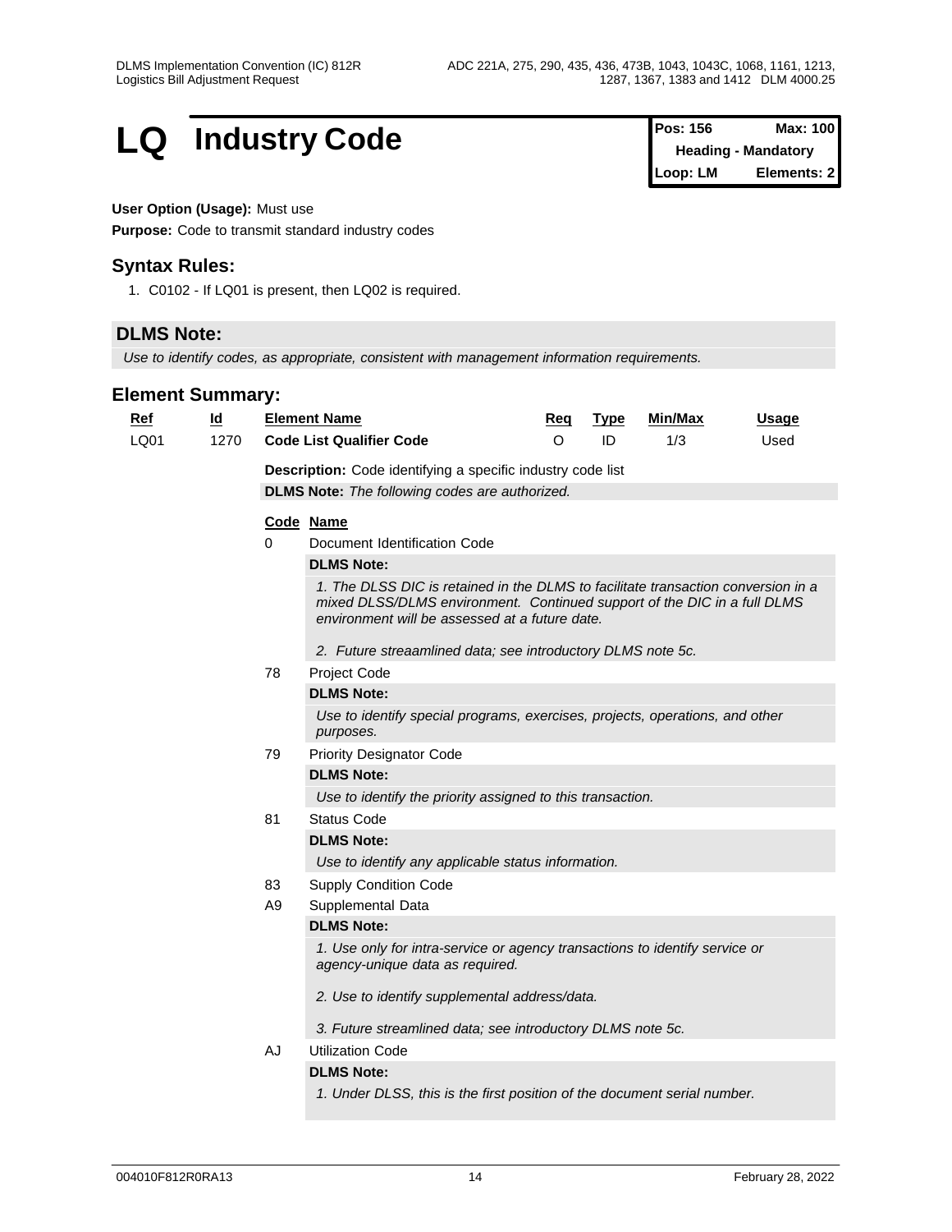# LQ Industry Code

| Pos: 156 | Max: 100 |
|---|---|
| Heading - Mandatory | |
| Loop: LM | Elements: 2 |

**User Option (Usage):** Must use

**Purpose:** Code to transmit standard industry codes

## Syntax Rules:

1. C0102 - If LQ01 is present, then LQ02 is required.

## DLMS Note:

*Use to identify codes, as appropriate, consistent with management information requirements.*

## Element Summary:

| Ref | Id | Element Name | Req | Type | Min/Max | Usage |
|---|---|---|---|---|---|---|
| LQ01 | 1270 | **Code List Qualifier Code** | O | ID | 1/3 | Used |

**Description:** Code identifying a specific industry code list

**DLMS Note:** *The following codes are authorized.*

| Code | Name |
|---|---|
| 0 | Document Identification Code |
| 78 | Project Code |
| 79 | Priority Designator Code |
| 81 | Status Code |
| 83 | Supply Condition Code |
| A9 | Supplemental Data |
| AJ | Utilization Code |

**0 Document Identification Code**

**DLMS Note:**

*1. The DLSS DIC is retained in the DLMS to facilitate transaction conversion in a mixed DLSS/DLMS environment. Continued support of the DIC in a full DLMS environment will be assessed at a future date.*

*2. Future streaamlined data; see introductory DLMS note 5c.*

**78 Project Code**

**DLMS Note:**

*Use to identify special programs, exercises, projects, operations, and other purposes.*

**79 Priority Designator Code**

**DLMS Note:**

*Use to identify the priority assigned to this transaction.*

**81 Status Code**

**DLMS Note:**

*Use to identify any applicable status information.*

**83 Supply Condition Code**

**A9 Supplemental Data**

**DLMS Note:**

*1. Use only for intra-service or agency transactions to identify service or agency-unique data as required.*

*2. Use to identify supplemental address/data.*

*3. Future streamlined data; see introductory DLMS note 5c.*

**AJ Utilization Code**

**DLMS Note:**

*1. Under DLSS, this is the first position of the document serial number.*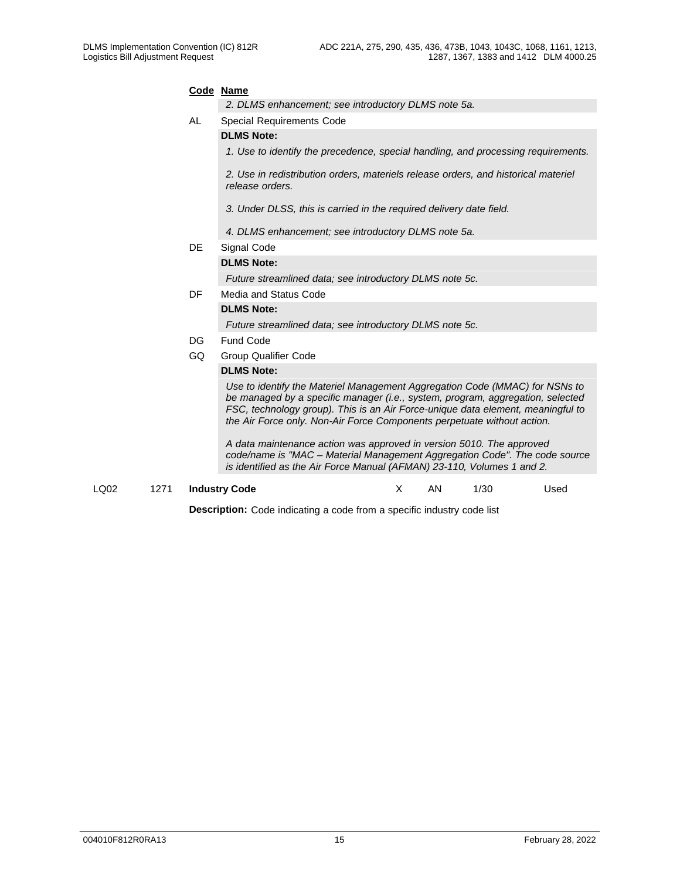**Code Name**

*2. DLMS enhancement; see introductory DLMS note 5a.*

AL Special Requirements Code

**DLMS Note:**

*1. Use to identify the precedence, special handling, and processing requirements.*

*2. Use in redistribution orders, materiels release orders, and historical materiel release orders.*

*3. Under DLSS, this is carried in the required delivery date field.*

*4. DLMS enhancement; see introductory DLMS note 5a.*

DE Signal Code

**DLMS Note:**

*Future streamlined data; see introductory DLMS note 5c.*

DF Media and Status Code

**DLMS Note:**

*Future streamlined data; see introductory DLMS note 5c.*

DG Fund Code

GQ Group Qualifier Code

**DLMS Note:**

*Use to identify the Materiel Management Aggregation Code (MMAC) for NSNs to be managed by a specific manager (i.e., system, program, aggregation, selected FSC, technology group). This is an Air Force-unique data element, meaningful to the Air Force only. Non-Air Force Components perpetuate without action.*

*A data maintenance action was approved in version 5010. The approved code/name is "MAC – Material Management Aggregation Code". The code source is identified as the Air Force Manual (AFMAN) 23-110, Volumes 1 and 2.*

| LQ02 | 1271 | **Industry Code** | X | AN | 1/30 | Used |
|---|---|---|---|---|---|---|

**Description:** Code indicating a code from a specific industry code list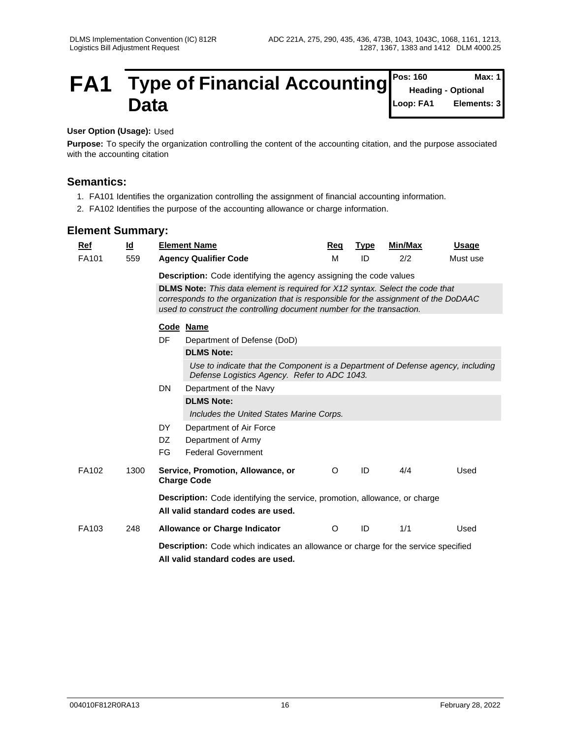# FA1 Type of Financial Accounting Data

| Pos: 160 | Max: 1 |
|---|---|
| Heading - Optional | |
| Loop: FA1 | Elements: 3 |

**User Option (Usage):** Used

**Purpose:** To specify the organization controlling the content of the accounting citation, and the purpose associated with the accounting citation

## Semantics:

1. FA101 Identifies the organization controlling the assignment of financial accounting information.
2. FA102 Identifies the purpose of the accounting allowance or charge information.

## Element Summary:

| Ref | Id | Element Name | Req | Type | Min/Max | Usage |
|---|---|---|---|---|---|---|
| FA101 | 559 | **Agency Qualifier Code** | M | ID | 2/2 | Must use |

**Description:** Code identifying the agency assigning the code values

**DLMS Note:** *This data element is required for X12 syntax. Select the code that corresponds to the organization that is responsible for the assignment of the DoDAAC used to construct the controlling document number for the transaction.*

| Code | Name |
|---|---|
| DF | Department of Defense (DoD) |
| | **DLMS Note:** *Use to indicate that the Component is a Department of Defense agency, including Defense Logistics Agency. Refer to ADC 1043.* |
| DN | Department of the Navy |
| | **DLMS Note:** *Includes the United States Marine Corps.* |
| DY | Department of Air Force |
| DZ | Department of Army |
| FG | Federal Government |

| Ref | Id | Element Name | Req | Type | Min/Max | Usage |
|---|---|---|---|---|---|---|
| FA102 | 1300 | **Service, Promotion, Allowance, or Charge Code** | O | ID | 4/4 | Used |

**Description:** Code identifying the service, promotion, allowance, or charge

**All valid standard codes are used.**

| Ref | Id | Element Name | Req | Type | Min/Max | Usage |
|---|---|---|---|---|---|---|
| FA103 | 248 | **Allowance or Charge Indicator** | O | ID | 1/1 | Used |

**Description:** Code which indicates an allowance or charge for the service specified

**All valid standard codes are used.**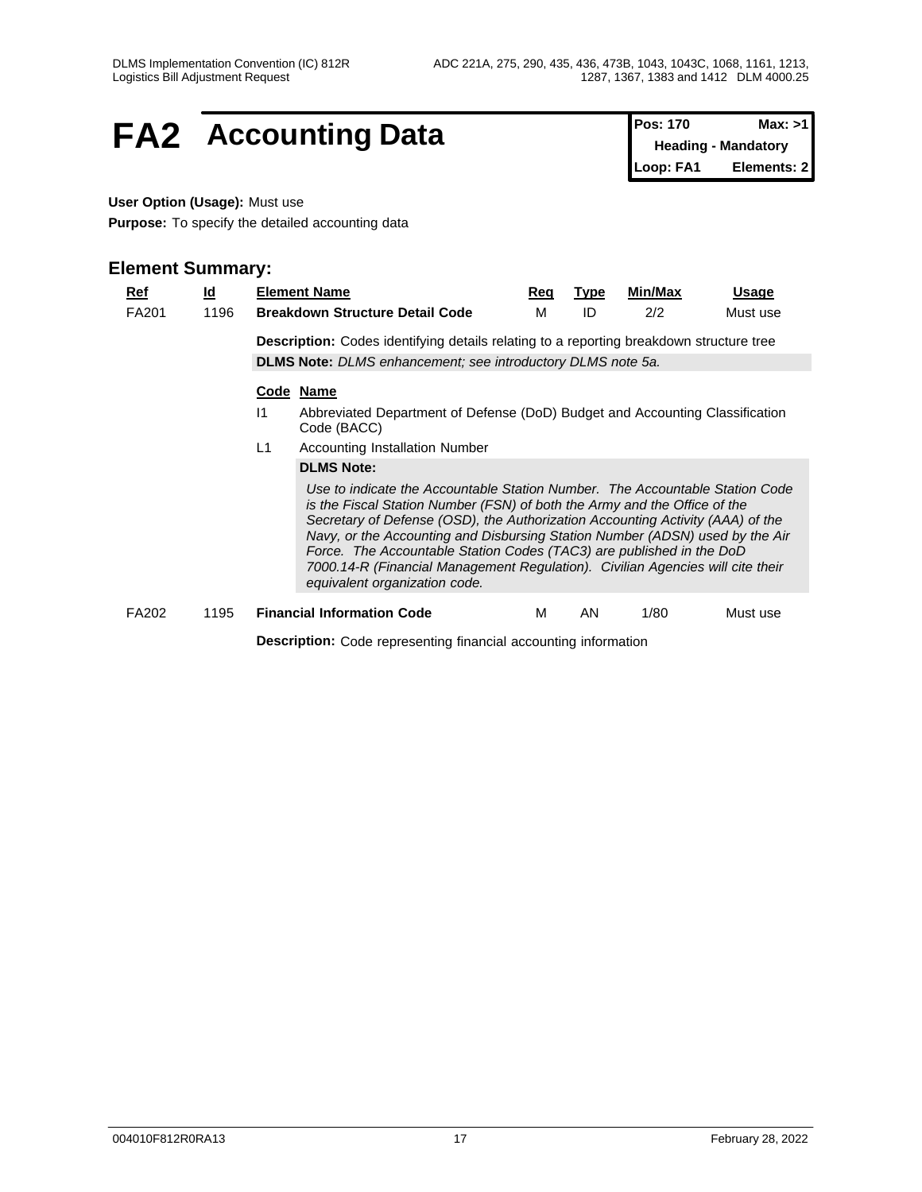# FA2 Accounting Data

| Pos: 170 | Max: >1 |
|---|---|
| Heading - Mandatory | |
| Loop: FA1 | Elements: 2 |

**User Option (Usage):** Must use

**Purpose:** To specify the detailed accounting data

## Element Summary:

| Ref | Id | Element Name | Req | Type | Min/Max | Usage |
|---|---|---|---|---|---|---|
| FA201 | 1196 | **Breakdown Structure Detail Code** | M | ID | 2/2 | Must use |

**Description:** Codes identifying details relating to a reporting breakdown structure tree

**DLMS Note:** *DLMS enhancement; see introductory DLMS note 5a.*

| Code | Name |
|---|---|
| I1 | Abbreviated Department of Defense (DoD) Budget and Accounting Classification Code (BACC) |
| L1 | Accounting Installation Number |

**DLMS Note:**

*Use to indicate the Accountable Station Number. The Accountable Station Code is the Fiscal Station Number (FSN) of both the Army and the Office of the Secretary of Defense (OSD), the Authorization Accounting Activity (AAA) of the Navy, or the Accounting and Disbursing Station Number (ADSN) used by the Air Force. The Accountable Station Codes (TAC3) are published in the DoD 7000.14-R (Financial Management Regulation). Civilian Agencies will cite their equivalent organization code.*

| Ref | Id | Element Name | Req | Type | Min/Max | Usage |
|---|---|---|---|---|---|---|
| FA202 | 1195 | **Financial Information Code** | M | AN | 1/80 | Must use |

**Description:** Code representing financial accounting information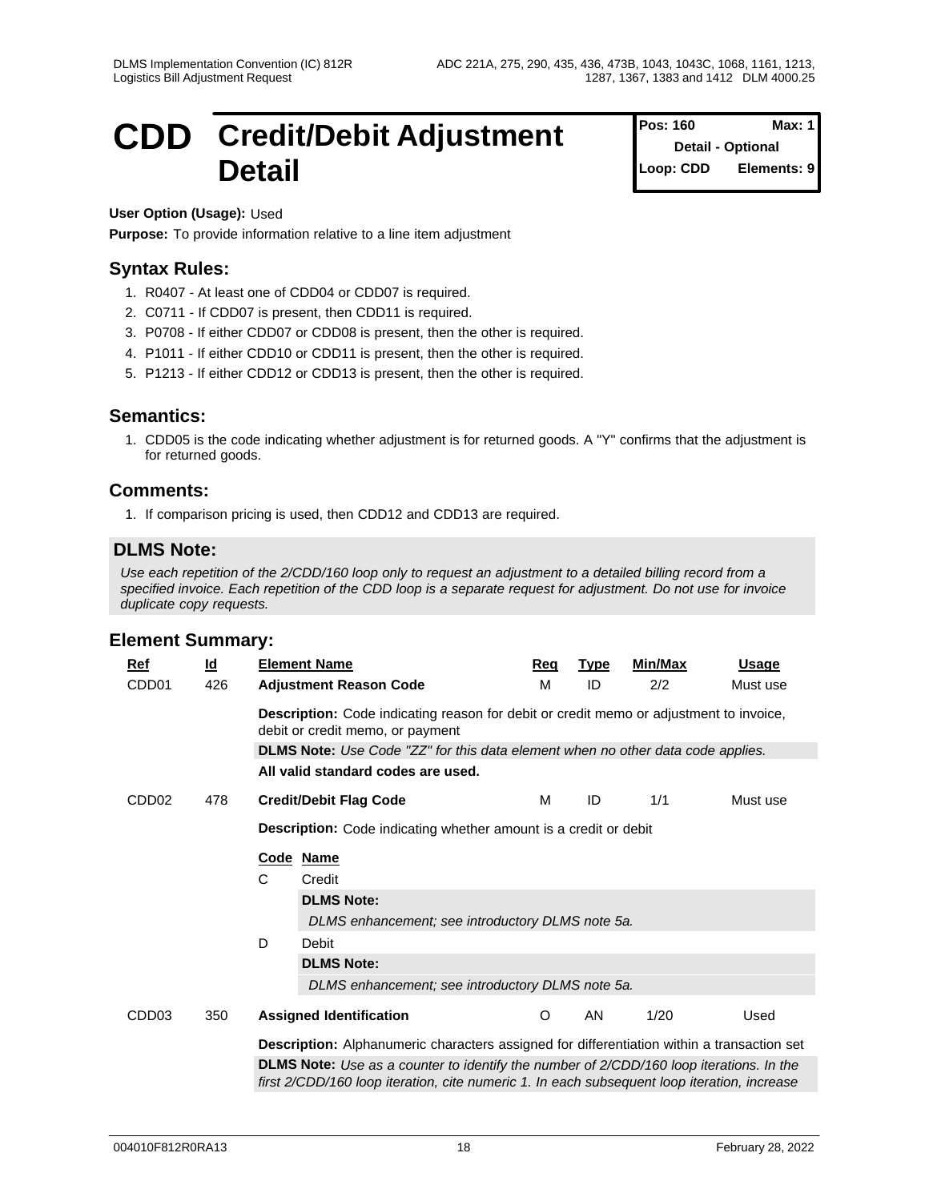# CDD Credit/Debit Adjustment Detail

**Pos: 160** **Max: 1**
**Detail - Optional**
**Loop: CDD** **Elements: 9**

**User Option (Usage):** Used

**Purpose:** To provide information relative to a line item adjustment

## Syntax Rules:

1. R0407 - At least one of CDD04 or CDD07 is required.
2. C0711 - If CDD07 is present, then CDD11 is required.
3. P0708 - If either CDD07 or CDD08 is present, then the other is required.
4. P1011 - If either CDD10 or CDD11 is present, then the other is required.
5. P1213 - If either CDD12 or CDD13 is present, then the other is required.

## Semantics:

1. CDD05 is the code indicating whether adjustment is for returned goods. A "Y" confirms that the adjustment is for returned goods.

## Comments:

1. If comparison pricing is used, then CDD12 and CDD13 are required.

## DLMS Note:

*Use each repetition of the 2/CDD/160 loop only to request an adjustment to a detailed billing record from a specified invoice. Each repetition of the CDD loop is a separate request for adjustment. Do not use for invoice duplicate copy requests.*

## Element Summary:

| Ref | Id | Element Name | Req | Type | Min/Max | Usage |
|---|---|---|---|---|---|---|
| CDD01 | 426 | **Adjustment Reason Code** | M | ID | 2/2 | Must use |

**Description:** Code indicating reason for debit or credit memo or adjustment to invoice, debit or credit memo, or payment

**DLMS Note:** *Use Code "ZZ" for this data element when no other data code applies.*

**All valid standard codes are used.**

| Ref | Id | Element Name | Req | Type | Min/Max | Usage |
|---|---|---|---|---|---|---|
| CDD02 | 478 | **Credit/Debit Flag Code** | M | ID | 1/1 | Must use |

**Description:** Code indicating whether amount is a credit or debit

| Code | Name |
|---|---|
| C | Credit |
| | **DLMS Note:** *DLMS enhancement; see introductory DLMS note 5a.* |
| D | Debit |
| | **DLMS Note:** *DLMS enhancement; see introductory DLMS note 5a.* |

| Ref | Id | Element Name | Req | Type | Min/Max | Usage |
|---|---|---|---|---|---|---|
| CDD03 | 350 | **Assigned Identification** | O | AN | 1/20 | Used |

**Description:** Alphanumeric characters assigned for differentiation within a transaction set

**DLMS Note:** *Use as a counter to identify the number of 2/CDD/160 loop iterations. In the first 2/CDD/160 loop iteration, cite numeric 1. In each subsequent loop iteration, increase*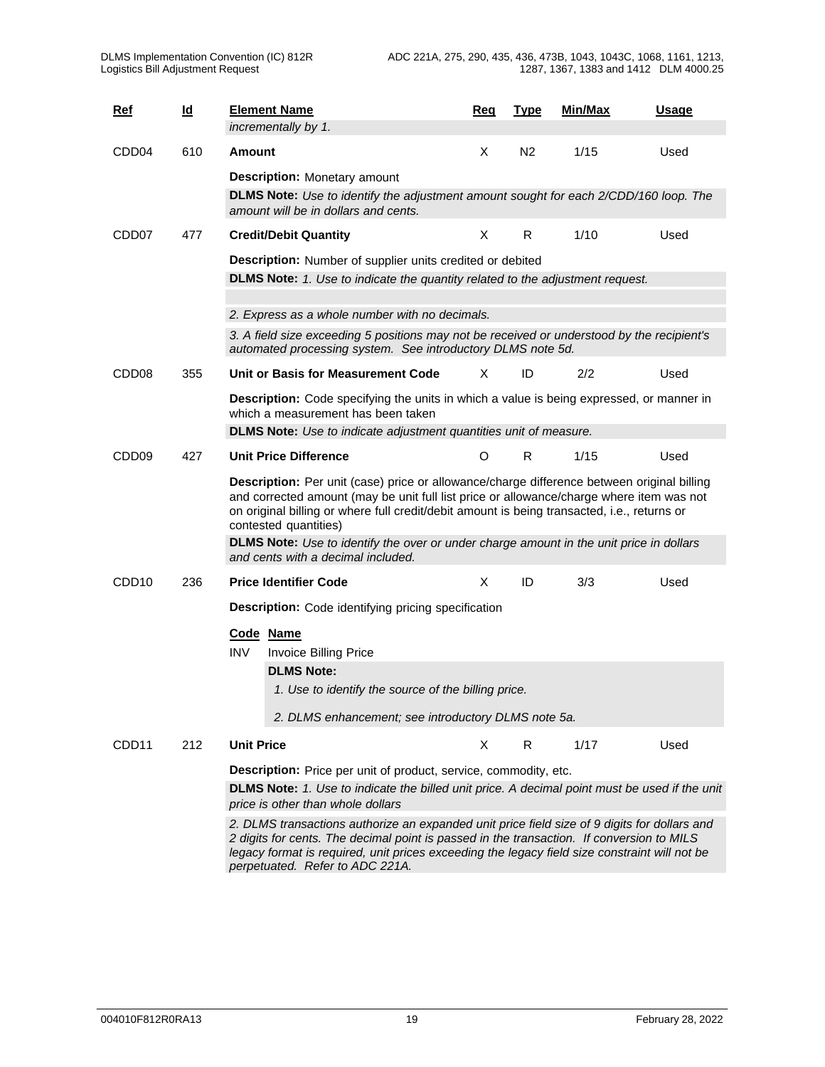| Ref | Id | Element Name | Req | Type | Min/Max | Usage |
|---|---|---|---|---|---|---|
| | | *incrementally by 1.* | | | | |
| CDD04 | 610 | **Amount** | X | N2 | 1/15 | Used |

**Description:** Monetary amount

**DLMS Note:** *Use to identify the adjustment amount sought for each 2/CDD/160 loop. The amount will be in dollars and cents.*

| Ref | Id | Element Name | Req | Type | Min/Max | Usage |
|---|---|---|---|---|---|---|
| CDD07 | 477 | **Credit/Debit Quantity** | X | R | 1/10 | Used |

**Description:** Number of supplier units credited or debited

**DLMS Note:** *1. Use to indicate the quantity related to the adjustment request.*

*2. Express as a whole number with no decimals.*

*3. A field size exceeding 5 positions may not be received or understood by the recipient's automated processing system. See introductory DLMS note 5d.*

| Ref | Id | Element Name | Req | Type | Min/Max | Usage |
|---|---|---|---|---|---|---|
| CDD08 | 355 | **Unit or Basis for Measurement Code** | X | ID | 2/2 | Used |

**Description:** Code specifying the units in which a value is being expressed, or manner in which a measurement has been taken

**DLMS Note:** *Use to indicate adjustment quantities unit of measure.*

| Ref | Id | Element Name | Req | Type | Min/Max | Usage |
|---|---|---|---|---|---|---|
| CDD09 | 427 | **Unit Price Difference** | O | R | 1/15 | Used |

**Description:** Per unit (case) price or allowance/charge difference between original billing and corrected amount (may be unit full list price or allowance/charge where item was not on original billing or where full credit/debit amount is being transacted, i.e., returns or contested quantities)

**DLMS Note:** *Use to identify the over or under charge amount in the unit price in dollars and cents with a decimal included.*

| Ref | Id | Element Name | Req | Type | Min/Max | Usage |
|---|---|---|---|---|---|---|
| CDD10 | 236 | **Price Identifier Code** | X | ID | 3/3 | Used |

**Description:** Code identifying pricing specification

| Code | Name |
|---|---|
| INV | Invoice Billing Price |

**DLMS Note:**

*1. Use to identify the source of the billing price.*

*2. DLMS enhancement; see introductory DLMS note 5a.*

| Ref | Id | Element Name | Req | Type | Min/Max | Usage |
|---|---|---|---|---|---|---|
| CDD11 | 212 | **Unit Price** | X | R | 1/17 | Used |

**Description:** Price per unit of product, service, commodity, etc.

**DLMS Note:** *1. Use to indicate the billed unit price. A decimal point must be used if the unit price is other than whole dollars*

*2. DLMS transactions authorize an expanded unit price field size of 9 digits for dollars and 2 digits for cents. The decimal point is passed in the transaction. If conversion to MILS legacy format is required, unit prices exceeding the legacy field size constraint will not be perpetuated. Refer to ADC 221A.*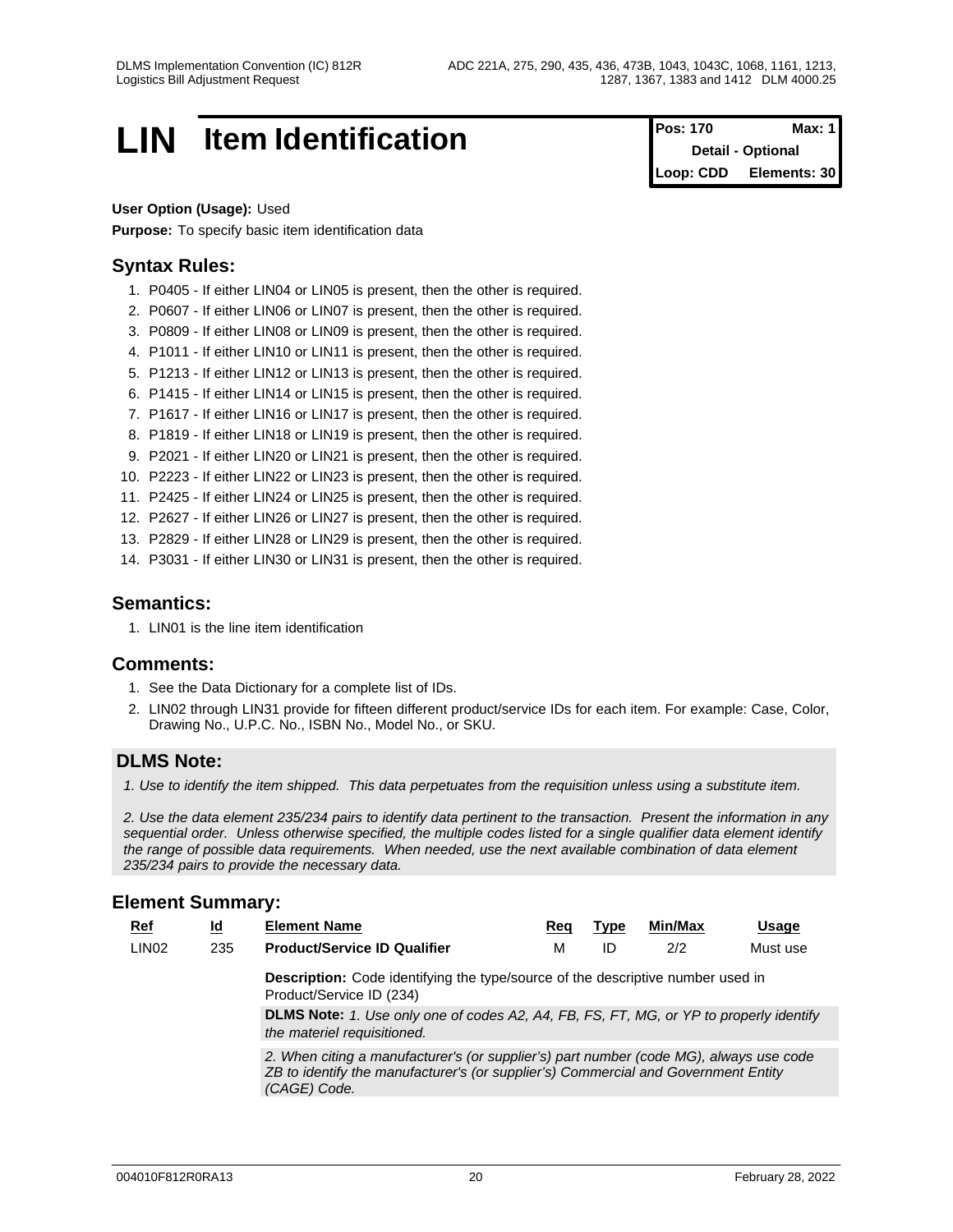# LIN Item Identification

| Pos: 170 | Max: 1 |
| --- | --- |
| Detail - Optional | |
| Loop: CDD | Elements: 30 |

**User Option (Usage):** Used

**Purpose:** To specify basic item identification data

## Syntax Rules:

1. P0405 - If either LIN04 or LIN05 is present, then the other is required.
2. P0607 - If either LIN06 or LIN07 is present, then the other is required.
3. P0809 - If either LIN08 or LIN09 is present, then the other is required.
4. P1011 - If either LIN10 or LIN11 is present, then the other is required.
5. P1213 - If either LIN12 or LIN13 is present, then the other is required.
6. P1415 - If either LIN14 or LIN15 is present, then the other is required.
7. P1617 - If either LIN16 or LIN17 is present, then the other is required.
8. P1819 - If either LIN18 or LIN19 is present, then the other is required.
9. P2021 - If either LIN20 or LIN21 is present, then the other is required.
10. P2223 - If either LIN22 or LIN23 is present, then the other is required.
11. P2425 - If either LIN24 or LIN25 is present, then the other is required.
12. P2627 - If either LIN26 or LIN27 is present, then the other is required.
13. P2829 - If either LIN28 or LIN29 is present, then the other is required.
14. P3031 - If either LIN30 or LIN31 is present, then the other is required.

## Semantics:

1. LIN01 is the line item identification

## Comments:

1. See the Data Dictionary for a complete list of IDs.
2. LIN02 through LIN31 provide for fifteen different product/service IDs for each item. For example: Case, Color, Drawing No., U.P.C. No., ISBN No., Model No., or SKU.

## DLMS Note:

*1. Use to identify the item shipped. This data perpetuates from the requisition unless using a substitute item.*

*2. Use the data element 235/234 pairs to identify data pertinent to the transaction. Present the information in any sequential order. Unless otherwise specified, the multiple codes listed for a single qualifier data element identify the range of possible data requirements. When needed, use the next available combination of data element 235/234 pairs to provide the necessary data.*

## Element Summary:

| Ref | Id | Element Name | Req | Type | Min/Max | Usage |
| --- | --- | --- | --- | --- | --- | --- |
| LIN02 | 235 | **Product/Service ID Qualifier** | M | ID | 2/2 | Must use |

**Description:** Code identifying the type/source of the descriptive number used in Product/Service ID (234)

**DLMS Note:** *1. Use only one of codes A2, A4, FB, FS, FT, MG, or YP to properly identify the materiel requisitioned.*

*2. When citing a manufacturer's (or supplier's) part number (code MG), always use code ZB to identify the manufacturer's (or supplier's) Commercial and Government Entity (CAGE) Code.*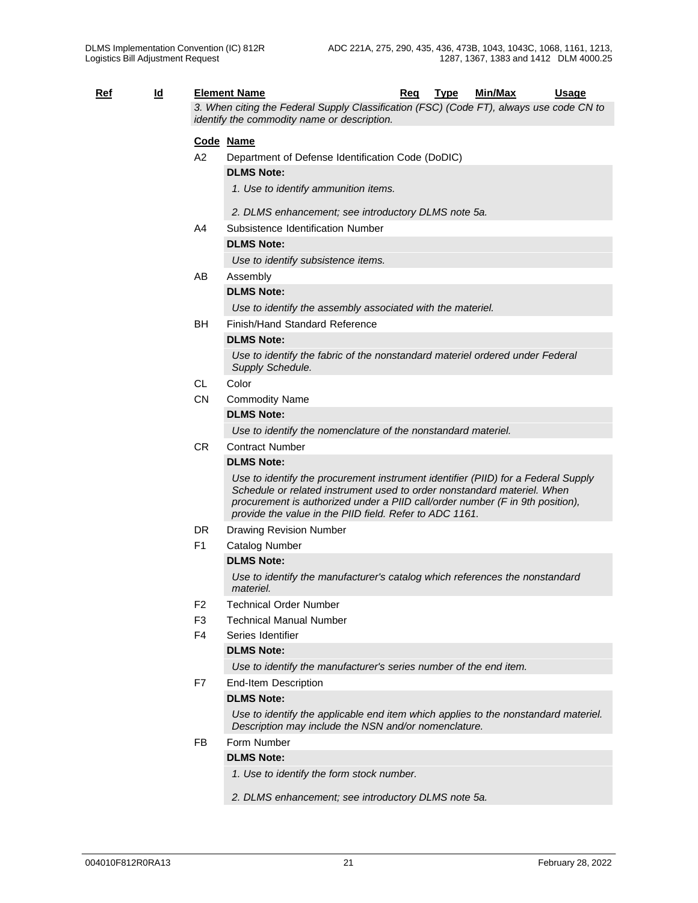| Ref | Id | Element Name | Req | Type | Min/Max | Usage |
|---|---|---|---|---|---|---|

*3. When citing the Federal Supply Classification (FSC) (Code FT), always use code CN to identify the commodity name or description.*

| Code | Name |
|---|---|
| A2 | Department of Defense Identification Code (DoDIC) |
| | **DLMS Note:** |
| | *1. Use to identify ammunition items.* |
| | *2. DLMS enhancement; see introductory DLMS note 5a.* |
| A4 | Subsistence Identification Number |
| | **DLMS Note:** |
| | *Use to identify subsistence items.* |
| AB | Assembly |
| | **DLMS Note:** |
| | *Use to identify the assembly associated with the materiel.* |
| BH | Finish/Hand Standard Reference |
| | **DLMS Note:** |
| | *Use to identify the fabric of the nonstandard materiel ordered under Federal Supply Schedule.* |
| CL | Color |
| CN | Commodity Name |
| | **DLMS Note:** |
| | *Use to identify the nomenclature of the nonstandard materiel.* |
| CR | Contract Number |
| | **DLMS Note:** |
| | *Use to identify the procurement instrument identifier (PIID) for a Federal Supply Schedule or related instrument used to order nonstandard materiel. When procurement is authorized under a PIID call/order number (F in 9th position), provide the value in the PIID field. Refer to ADC 1161.* |
| DR | Drawing Revision Number |
| F1 | Catalog Number |
| | **DLMS Note:** |
| | *Use to identify the manufacturer's catalog which references the nonstandard materiel.* |
| F2 | Technical Order Number |
| F3 | Technical Manual Number |
| F4 | Series Identifier |
| | **DLMS Note:** |
| | *Use to identify the manufacturer's series number of the end item.* |
| F7 | End-Item Description |
| | **DLMS Note:** |
| | *Use to identify the applicable end item which applies to the nonstandard materiel. Description may include the NSN and/or nomenclature.* |
| FB | Form Number |
| | **DLMS Note:** |
| | *1. Use to identify the form stock number.* |
| | *2. DLMS enhancement; see introductory DLMS note 5a.* |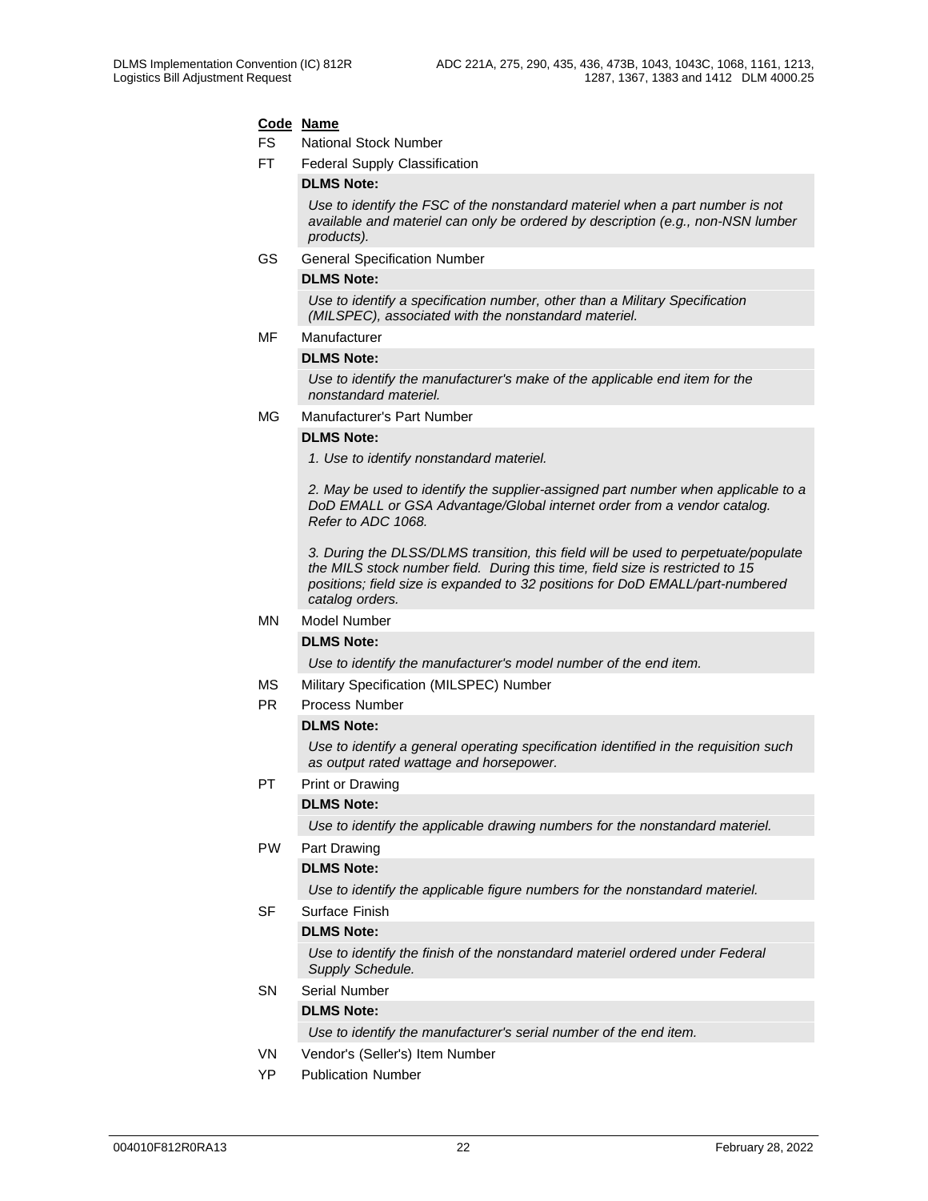**Code** **Name**

FS National Stock Number

FT Federal Supply Classification

**DLMS Note:**

*Use to identify the FSC of the nonstandard materiel when a part number is not available and materiel can only be ordered by description (e.g., non-NSN lumber products).*

GS General Specification Number

**DLMS Note:**

*Use to identify a specification number, other than a Military Specification (MILSPEC), associated with the nonstandard materiel.*

MF Manufacturer

**DLMS Note:**

*Use to identify the manufacturer's make of the applicable end item for the nonstandard materiel.*

MG Manufacturer's Part Number

**DLMS Note:**

*1. Use to identify nonstandard materiel.*

*2. May be used to identify the supplier-assigned part number when applicable to a DoD EMALL or GSA Advantage/Global internet order from a vendor catalog. Refer to ADC 1068.*

*3. During the DLSS/DLMS transition, this field will be used to perpetuate/populate the MILS stock number field. During this time, field size is restricted to 15 positions; field size is expanded to 32 positions for DoD EMALL/part-numbered catalog orders.*

MN Model Number

**DLMS Note:**

*Use to identify the manufacturer's model number of the end item.*

MS Military Specification (MILSPEC) Number

PR Process Number

**DLMS Note:**

*Use to identify a general operating specification identified in the requisition such as output rated wattage and horsepower.*

PT Print or Drawing

**DLMS Note:**

*Use to identify the applicable drawing numbers for the nonstandard materiel.*

PW Part Drawing

**DLMS Note:**

*Use to identify the applicable figure numbers for the nonstandard materiel.*

SF Surface Finish

**DLMS Note:**

*Use to identify the finish of the nonstandard materiel ordered under Federal Supply Schedule.*

SN Serial Number

**DLMS Note:**

*Use to identify the manufacturer's serial number of the end item.*

VN Vendor's (Seller's) Item Number

YP Publication Number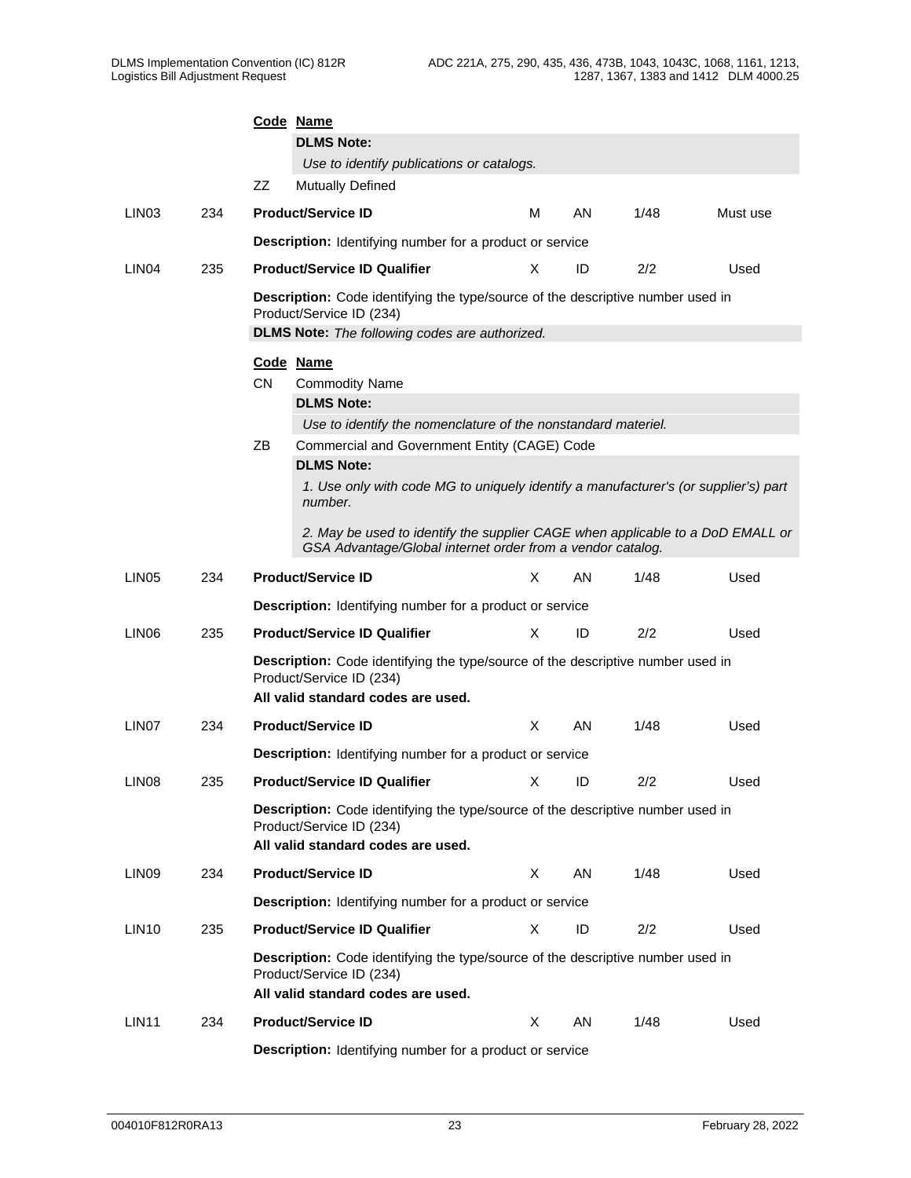| | | Code | Name | | | | |
|---|---|---|---|---|---|---|---|
| | | | **DLMS Note:** | | | | |
| | | | *Use to identify publications or catalogs.* | | | | |
| | | ZZ | Mutually Defined | | | | |
| LIN03 | 234 | | **Product/Service ID** | M | AN | 1/48 | Must use |
| | | | **Description:** Identifying number for a product or service | | | | |
| LIN04 | 235 | | **Product/Service ID Qualifier** | X | ID | 2/2 | Used |
| | | | **Description:** Code identifying the type/source of the descriptive number used in Product/Service ID (234) | | | | |
| | | | **DLMS Note:** *The following codes are authorized.* | | | | |
| | | **Code** | **Name** | | | | |
| | | CN | Commodity Name | | | | |
| | | | **DLMS Note:** | | | | |
| | | | *Use to identify the nomenclature of the nonstandard materiel.* | | | | |
| | | ZB | Commercial and Government Entity (CAGE) Code | | | | |
| | | | **DLMS Note:** | | | | |
| | | | *1. Use only with code MG to uniquely identify a manufacturer's (or supplier's) part number.* | | | | |
| | | | *2. May be used to identify the supplier CAGE when applicable to a DoD EMALL or GSA Advantage/Global internet order from a vendor catalog.* | | | | |
| LIN05 | 234 | | **Product/Service ID** | X | AN | 1/48 | Used |
| | | | **Description:** Identifying number for a product or service | | | | |
| LIN06 | 235 | | **Product/Service ID Qualifier** | X | ID | 2/2 | Used |
| | | | **Description:** Code identifying the type/source of the descriptive number used in Product/Service ID (234) | | | | |
| | | | **All valid standard codes are used.** | | | | |
| LIN07 | 234 | | **Product/Service ID** | X | AN | 1/48 | Used |
| | | | **Description:** Identifying number for a product or service | | | | |
| LIN08 | 235 | | **Product/Service ID Qualifier** | X | ID | 2/2 | Used |
| | | | **Description:** Code identifying the type/source of the descriptive number used in Product/Service ID (234) | | | | |
| | | | **All valid standard codes are used.** | | | | |
| LIN09 | 234 | | **Product/Service ID** | X | AN | 1/48 | Used |
| | | | **Description:** Identifying number for a product or service | | | | |
| LIN10 | 235 | | **Product/Service ID Qualifier** | X | ID | 2/2 | Used |
| | | | **Description:** Code identifying the type/source of the descriptive number used in Product/Service ID (234) | | | | |
| | | | **All valid standard codes are used.** | | | | |
| LIN11 | 234 | | **Product/Service ID** | X | AN | 1/48 | Used |
| | | | **Description:** Identifying number for a product or service | | | | |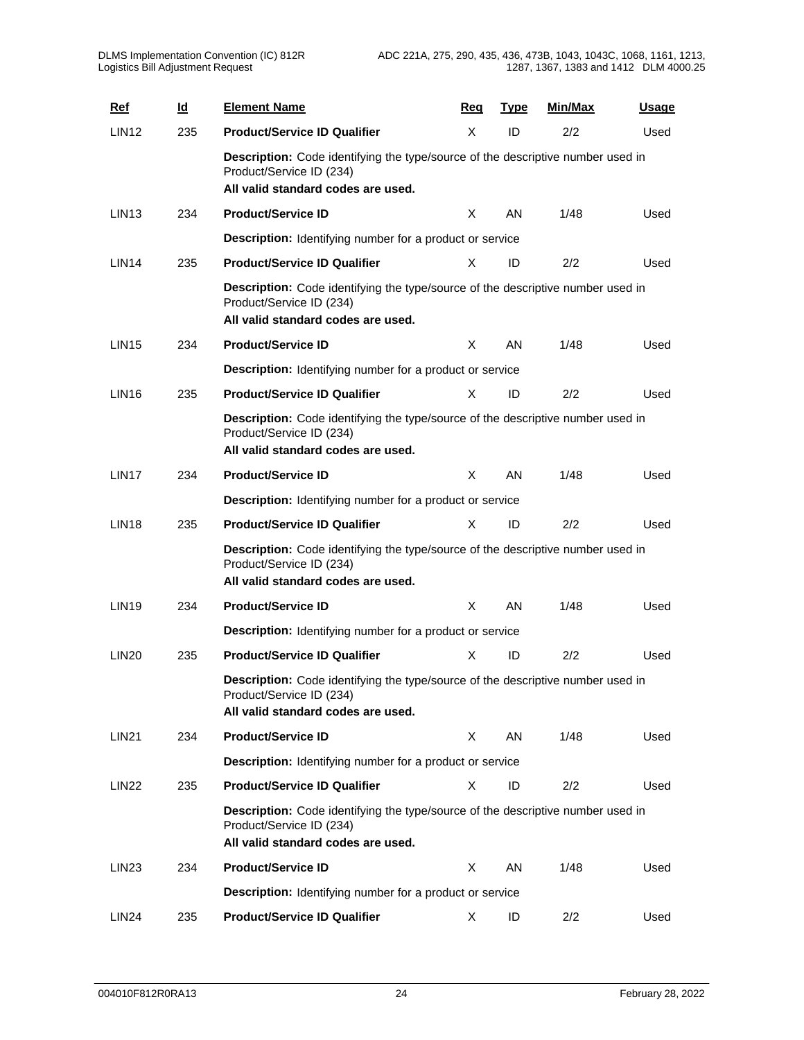| Ref | Id | Element Name | Req | Type | Min/Max | Usage |
|---|---|---|---|---|---|---|
| LIN12 | 235 | **Product/Service ID Qualifier** | X | ID | 2/2 | Used |
| | | **Description:** Code identifying the type/source of the descriptive number used in Product/Service ID (234)<br>**All valid standard codes are used.** | | | | |
| LIN13 | 234 | **Product/Service ID** | X | AN | 1/48 | Used |
| | | **Description:** Identifying number for a product or service | | | | |
| LIN14 | 235 | **Product/Service ID Qualifier** | X | ID | 2/2 | Used |
| | | **Description:** Code identifying the type/source of the descriptive number used in Product/Service ID (234)<br>**All valid standard codes are used.** | | | | |
| LIN15 | 234 | **Product/Service ID** | X | AN | 1/48 | Used |
| | | **Description:** Identifying number for a product or service | | | | |
| LIN16 | 235 | **Product/Service ID Qualifier** | X | ID | 2/2 | Used |
| | | **Description:** Code identifying the type/source of the descriptive number used in Product/Service ID (234)<br>**All valid standard codes are used.** | | | | |
| LIN17 | 234 | **Product/Service ID** | X | AN | 1/48 | Used |
| | | **Description:** Identifying number for a product or service | | | | |
| LIN18 | 235 | **Product/Service ID Qualifier** | X | ID | 2/2 | Used |
| | | **Description:** Code identifying the type/source of the descriptive number used in Product/Service ID (234)<br>**All valid standard codes are used.** | | | | |
| LIN19 | 234 | **Product/Service ID** | X | AN | 1/48 | Used |
| | | **Description:** Identifying number for a product or service | | | | |
| LIN20 | 235 | **Product/Service ID Qualifier** | X | ID | 2/2 | Used |
| | | **Description:** Code identifying the type/source of the descriptive number used in Product/Service ID (234)<br>**All valid standard codes are used.** | | | | |
| LIN21 | 234 | **Product/Service ID** | X | AN | 1/48 | Used |
| | | **Description:** Identifying number for a product or service | | | | |
| LIN22 | 235 | **Product/Service ID Qualifier** | X | ID | 2/2 | Used |
| | | **Description:** Code identifying the type/source of the descriptive number used in Product/Service ID (234)<br>**All valid standard codes are used.** | | | | |
| LIN23 | 234 | **Product/Service ID** | X | AN | 1/48 | Used |
| | | **Description:** Identifying number for a product or service | | | | |
| LIN24 | 235 | **Product/Service ID Qualifier** | X | ID | 2/2 | Used |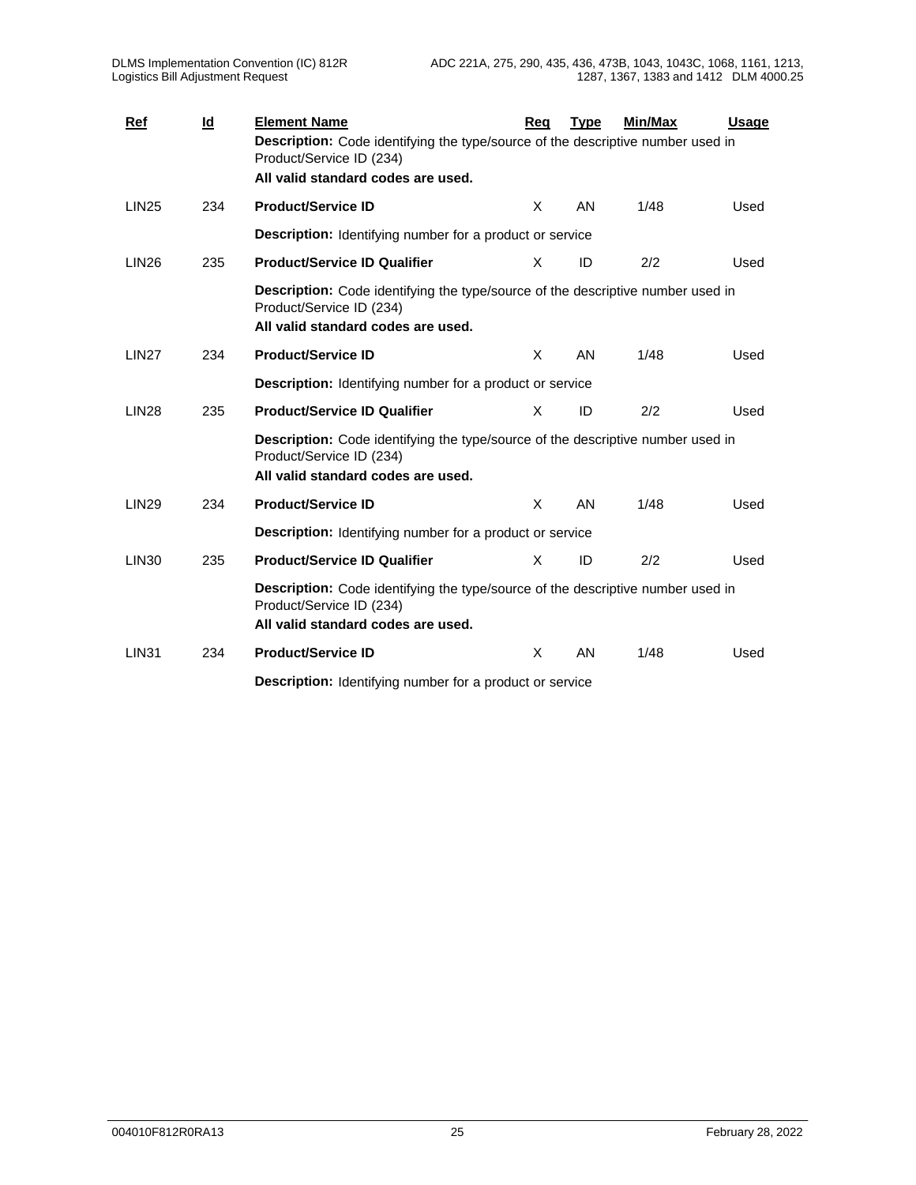| Ref | Id | Element Name | Req | Type | Min/Max | Usage |
|---|---|---|---|---|---|---|
| | | **Description:** Code identifying the type/source of the descriptive number used in Product/Service ID (234)<br>**All valid standard codes are used.** | | | | |
| LIN25 | 234 | **Product/Service ID** | X | AN | 1/48 | Used |
| | | **Description:** Identifying number for a product or service | | | | |
| LIN26 | 235 | **Product/Service ID Qualifier** | X | ID | 2/2 | Used |
| | | **Description:** Code identifying the type/source of the descriptive number used in Product/Service ID (234)<br>**All valid standard codes are used.** | | | | |
| LIN27 | 234 | **Product/Service ID** | X | AN | 1/48 | Used |
| | | **Description:** Identifying number for a product or service | | | | |
| LIN28 | 235 | **Product/Service ID Qualifier** | X | ID | 2/2 | Used |
| | | **Description:** Code identifying the type/source of the descriptive number used in Product/Service ID (234)<br>**All valid standard codes are used.** | | | | |
| LIN29 | 234 | **Product/Service ID** | X | AN | 1/48 | Used |
| | | **Description:** Identifying number for a product or service | | | | |
| LIN30 | 235 | **Product/Service ID Qualifier** | X | ID | 2/2 | Used |
| | | **Description:** Code identifying the type/source of the descriptive number used in Product/Service ID (234)<br>**All valid standard codes are used.** | | | | |
| LIN31 | 234 | **Product/Service ID** | X | AN | 1/48 | Used |
| | | **Description:** Identifying number for a product or service | | | | |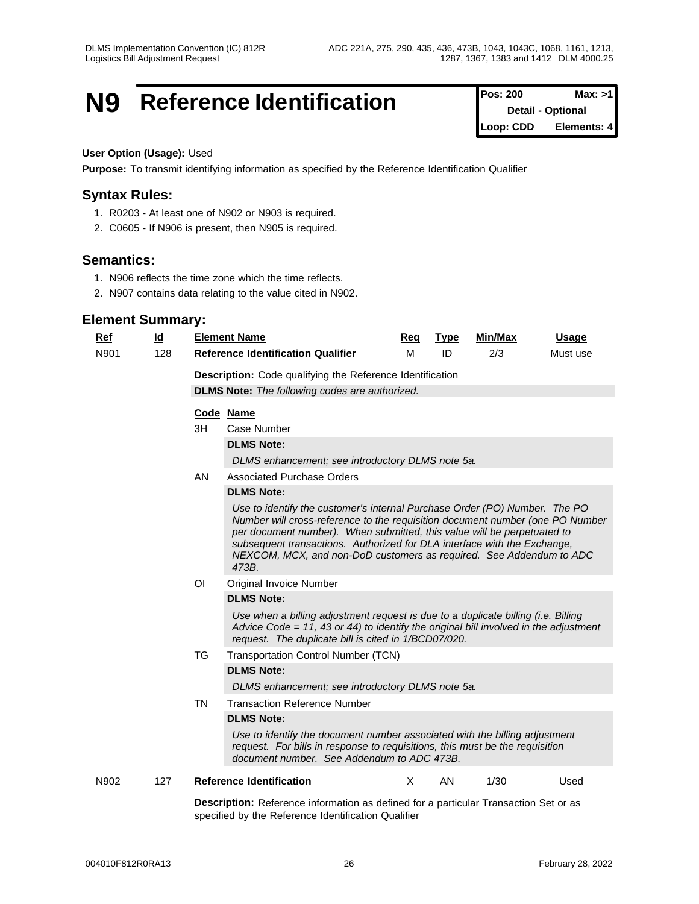# N9 Reference Identification

| Pos: 200 | Max: >1 |
|---|---|
| Detail - Optional | |
| Loop: CDD | Elements: 4 |

**User Option (Usage):** Used

**Purpose:** To transmit identifying information as specified by the Reference Identification Qualifier

## Syntax Rules:

1. R0203 - At least one of N902 or N903 is required.
2. C0605 - If N906 is present, then N905 is required.

## Semantics:

1. N906 reflects the time zone which the time reflects.
2. N907 contains data relating to the value cited in N902.

## Element Summary:

| Ref | Id | Element Name | Req | Type | Min/Max | Usage |
|---|---|---|---|---|---|---|
| N901 | 128 | **Reference Identification Qualifier** | M | ID | 2/3 | Must use |

**Description:** Code qualifying the Reference Identification

**DLMS Note:** *The following codes are authorized.*

| Code | Name |
|---|---|
| 3H | Case Number |
| AN | Associated Purchase Orders |
| OI | Original Invoice Number |
| TG | Transportation Control Number (TCN) |
| TN | Transaction Reference Number |

**3H** Case Number

**DLMS Note:**

*DLMS enhancement; see introductory DLMS note 5a.*

**AN** Associated Purchase Orders

**DLMS Note:**

*Use to identify the customer's internal Purchase Order (PO) Number. The PO Number will cross-reference to the requisition document number (one PO Number per document number). When submitted, this value will be perpetuated to subsequent transactions. Authorized for DLA interface with the Exchange, NEXCOM, MCX, and non-DoD customers as required. See Addendum to ADC 473B.*

**OI** Original Invoice Number

**DLMS Note:**

*Use when a billing adjustment request is due to a duplicate billing (i.e. Billing Advice Code = 11, 43 or 44) to identify the original bill involved in the adjustment request. The duplicate bill is cited in 1/BCD07/020.*

**TG** Transportation Control Number (TCN)

**DLMS Note:**

*DLMS enhancement; see introductory DLMS note 5a.*

**TN** Transaction Reference Number

**DLMS Note:**

*Use to identify the document number associated with the billing adjustment request. For bills in response to requisitions, this must be the requisition document number. See Addendum to ADC 473B.*

| Ref | Id | Element Name | Req | Type | Min/Max | Usage |
|---|---|---|---|---|---|---|
| N902 | 127 | **Reference Identification** | X | AN | 1/30 | Used |

**Description:** Reference information as defined for a particular Transaction Set or as specified by the Reference Identification Qualifier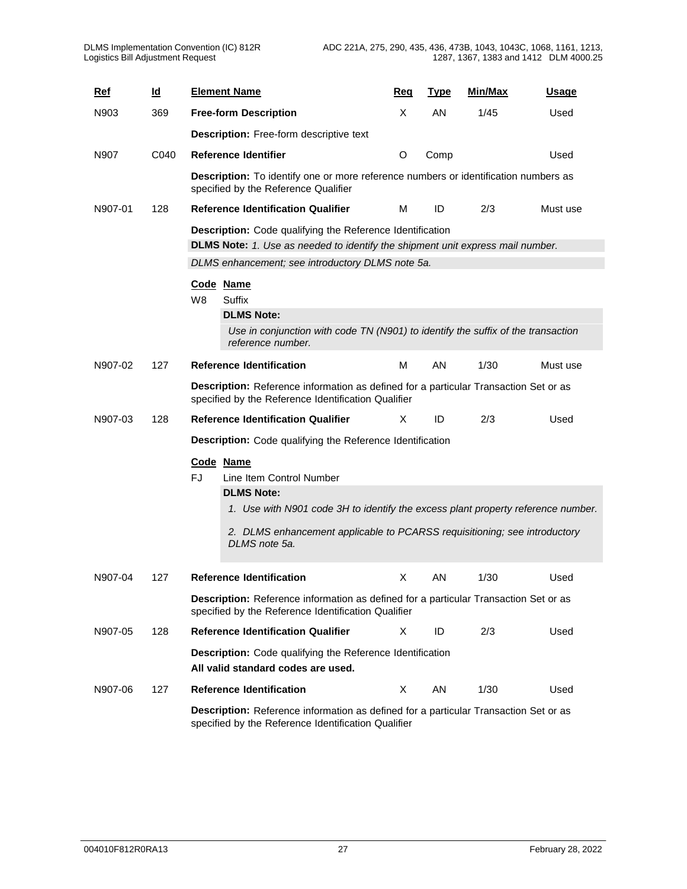| Ref | Id | Element Name | Req | Type | Min/Max | Usage |
|---|---|---|---|---|---|---|
| N903 | 369 | **Free-form Description** | X | AN | 1/45 | Used |
| | | **Description:** Free-form descriptive text | | | | |
| N907 | C040 | **Reference Identifier** | O | Comp | | Used |
| | | **Description:** To identify one or more reference numbers or identification numbers as specified by the Reference Qualifier | | | | |
| N907-01 | 128 | **Reference Identification Qualifier** | M | ID | 2/3 | Must use |
| | | **Description:** Code qualifying the Reference Identification | | | | |
| | | **DLMS Note:** *1. Use as needed to identify the shipment unit express mail number.* | | | | |
| | | *DLMS enhancement; see introductory DLMS note 5a.* | | | | |
| | | **Code** **Name** | | | | |
| | | W8 Suffix | | | | |
| | | **DLMS Note:** | | | | |
| | | *Use in conjunction with code TN (N901) to identify the suffix of the transaction reference number.* | | | | |
| N907-02 | 127 | **Reference Identification** | M | AN | 1/30 | Must use |
| | | **Description:** Reference information as defined for a particular Transaction Set or as specified by the Reference Identification Qualifier | | | | |
| N907-03 | 128 | **Reference Identification Qualifier** | X | ID | 2/3 | Used |
| | | **Description:** Code qualifying the Reference Identification | | | | |
| | | **Code** **Name** | | | | |
| | | FJ Line Item Control Number | | | | |
| | | **DLMS Note:** | | | | |
| | | *1. Use with N901 code 3H to identify the excess plant property reference number.* | | | | |
| | | *2. DLMS enhancement applicable to PCARSS requisitioning; see introductory DLMS note 5a.* | | | | |
| N907-04 | 127 | **Reference Identification** | X | AN | 1/30 | Used |
| | | **Description:** Reference information as defined for a particular Transaction Set or as specified by the Reference Identification Qualifier | | | | |
| N907-05 | 128 | **Reference Identification Qualifier** | X | ID | 2/3 | Used |
| | | **Description:** Code qualifying the Reference Identification | | | | |
| | | **All valid standard codes are used.** | | | | |
| N907-06 | 127 | **Reference Identification** | X | AN | 1/30 | Used |
| | | **Description:** Reference information as defined for a particular Transaction Set or as specified by the Reference Identification Qualifier | | | | |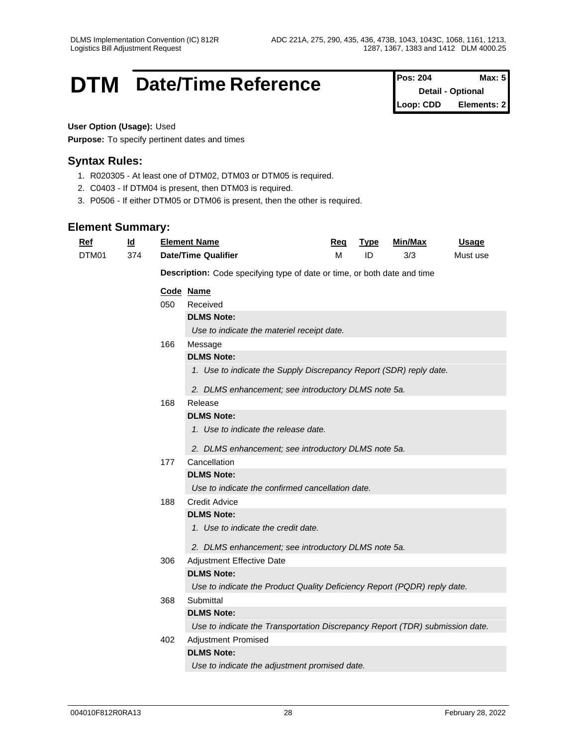# DTM Date/Time Reference

| Pos: 204 | Max: 5 |
| --- | --- |
| Detail - Optional | |
| Loop: CDD | Elements: 2 |

**User Option (Usage):** Used

**Purpose:** To specify pertinent dates and times

## Syntax Rules:

1. R020305 - At least one of DTM02, DTM03 or DTM05 is required.
2. C0403 - If DTM04 is present, then DTM03 is required.
3. P0506 - If either DTM05 or DTM06 is present, then the other is required.

## Element Summary:

| Ref | Id | Element Name | Req | Type | Min/Max | Usage |
| --- | --- | --- | --- | --- | --- | --- |
| DTM01 | 374 | **Date/Time Qualifier** | M | ID | 3/3 | Must use |

**Description:** Code specifying type of date or time, or both date and time

| Code | Name |
| --- | --- |
| 050 | Received |

**DLMS Note:**

*Use to indicate the materiel receipt date.*

| Code | Name |
| --- | --- |
| 166 | Message |

**DLMS Note:**

*1. Use to indicate the Supply Discrepancy Report (SDR) reply date.*

*2. DLMS enhancement; see introductory DLMS note 5a.*

| Code | Name |
| --- | --- |
| 168 | Release |

**DLMS Note:**

*1. Use to indicate the release date.*

*2. DLMS enhancement; see introductory DLMS note 5a.*

| Code | Name |
| --- | --- |
| 177 | Cancellation |

**DLMS Note:**

*Use to indicate the confirmed cancellation date.*

| Code | Name |
| --- | --- |
| 188 | Credit Advice |

**DLMS Note:**

*1. Use to indicate the credit date.*

*2. DLMS enhancement; see introductory DLMS note 5a.*

| Code | Name |
| --- | --- |
| 306 | Adjustment Effective Date |

**DLMS Note:**

*Use to indicate the Product Quality Deficiency Report (PQDR) reply date.*

| Code | Name |
| --- | --- |
| 368 | Submittal |

**DLMS Note:**

*Use to indicate the Transportation Discrepancy Report (TDR) submission date.*

| Code | Name |
| --- | --- |
| 402 | Adjustment Promised |

**DLMS Note:**

*Use to indicate the adjustment promised date.*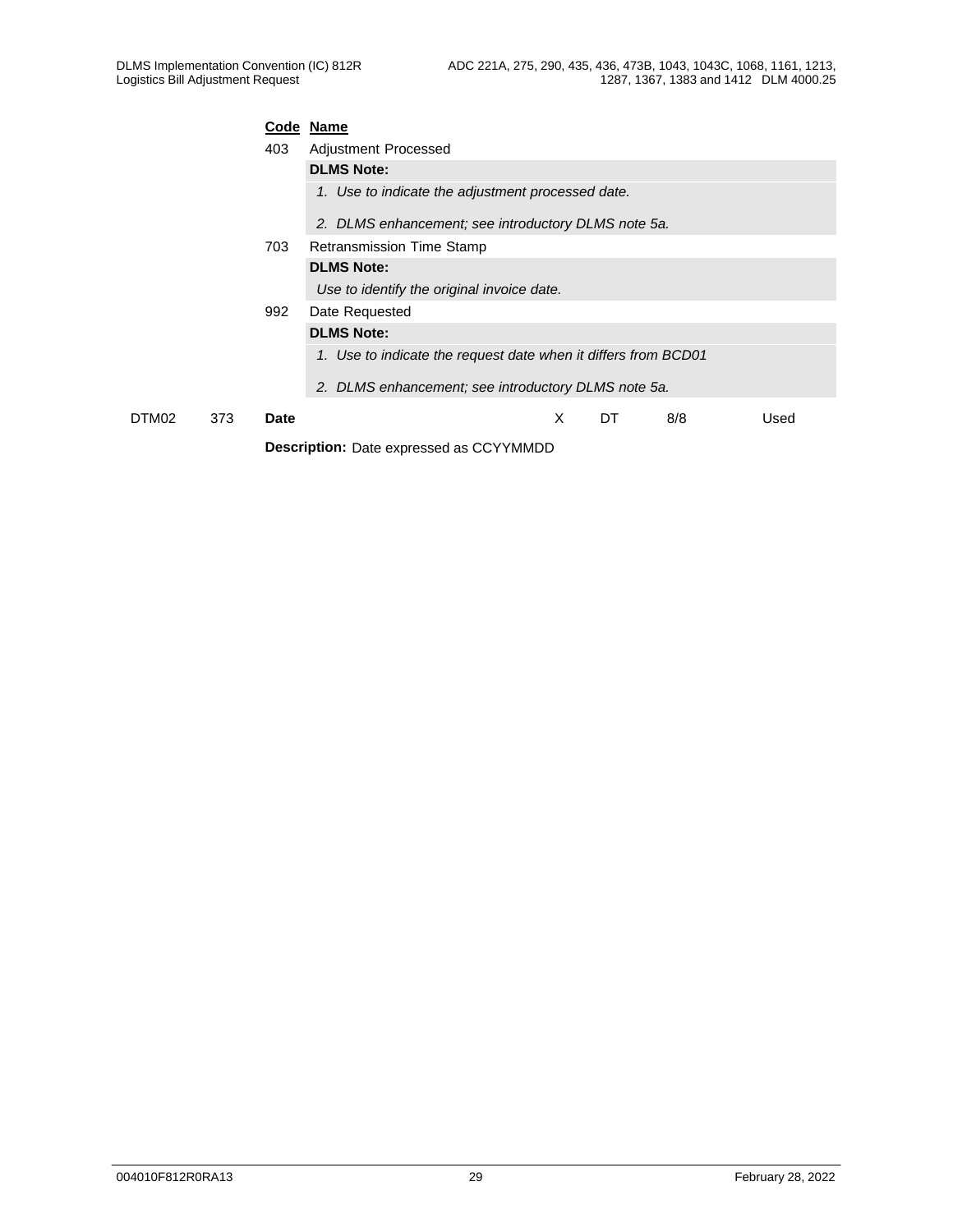| Code | Name |
|---|---|
| 403 | Adjustment Processed |
| | **DLMS Note:** |
| | *1. Use to indicate the adjustment processed date.* |
| | *2. DLMS enhancement; see introductory DLMS note 5a.* |
| 703 | Retransmission Time Stamp |
| | **DLMS Note:** |
| | *Use to identify the original invoice date.* |
| 992 | Date Requested |
| | **DLMS Note:** |
| | *1. Use to indicate the request date when it differs from BCD01* |
| | *2. DLMS enhancement; see introductory DLMS note 5a.* |

| | | | | | | |
|---|---|---|---|---|---|---|
| DTM02 | 373 | **Date** | X | DT | 8/8 | Used |

**Description:** Date expressed as CCYYMMDD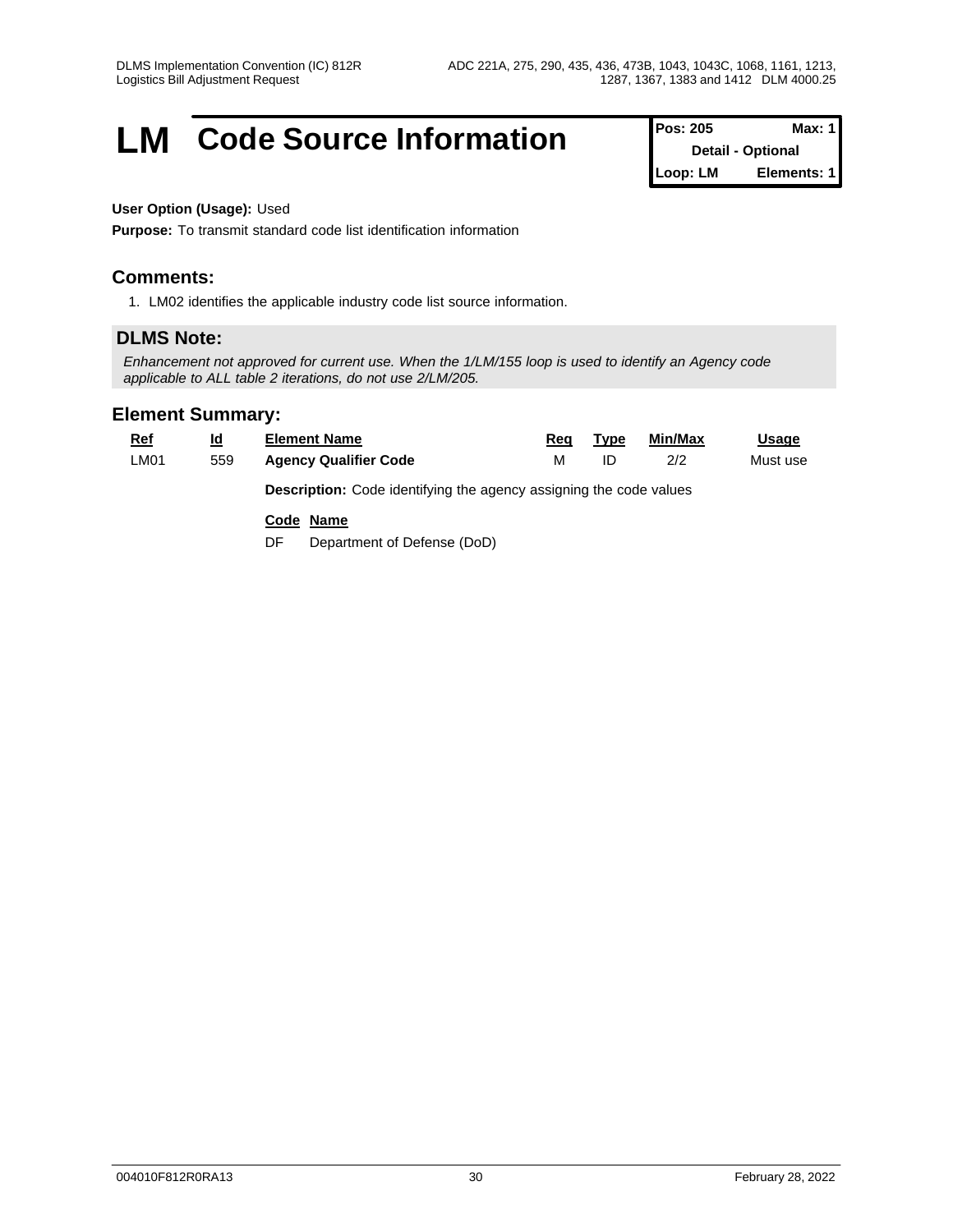# LM Code Source Information

| Pos: 205 | Max: 1 |
|---|---|
| Detail - Optional | |
| Loop: LM | Elements: 1 |

**User Option (Usage):** Used

**Purpose:** To transmit standard code list identification information

## Comments:

1. LM02 identifies the applicable industry code list source information.

## DLMS Note:

*Enhancement not approved for current use. When the 1/LM/155 loop is used to identify an Agency code applicable to ALL table 2 iterations, do not use 2/LM/205.*

## Element Summary:

| Ref | Id | Element Name | Req | Type | Min/Max | Usage |
|---|---|---|---|---|---|---|
| LM01 | 559 | **Agency Qualifier Code** | M | ID | 2/2 | Must use |

**Description:** Code identifying the agency assigning the code values

| Code | Name |
|---|---|
| DF | Department of Defense (DoD) |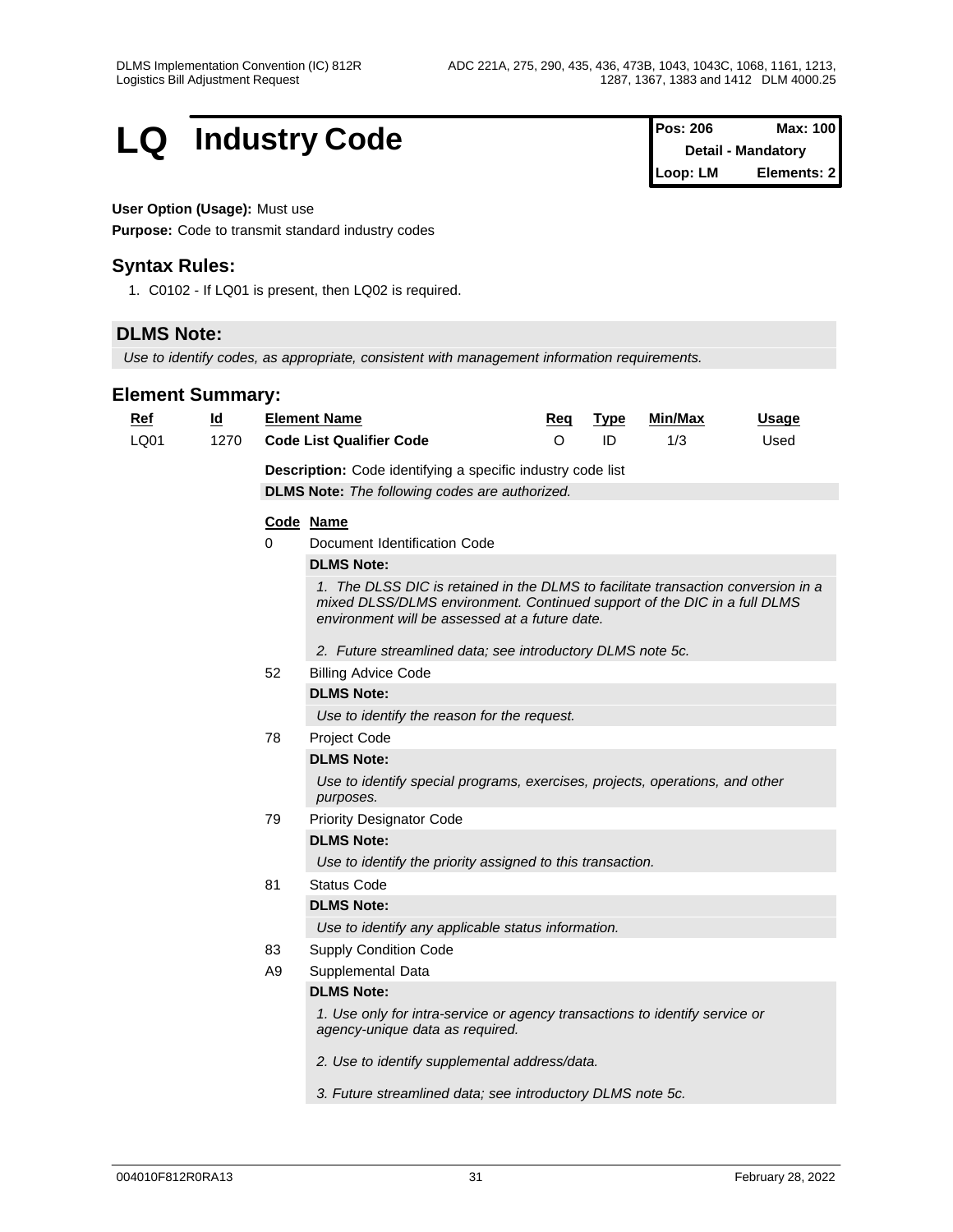# LQ Industry Code

| Pos: 206 | Max: 100 |
| --- | --- |
| Detail - Mandatory | |
| Loop: LM | Elements: 2 |

**User Option (Usage):** Must use

**Purpose:** Code to transmit standard industry codes

## Syntax Rules:

1. C0102 - If LQ01 is present, then LQ02 is required.

## DLMS Note:

*Use to identify codes, as appropriate, consistent with management information requirements.*

## Element Summary:

| Ref | Id | Element Name | Req | Type | Min/Max | Usage |
| --- | --- | --- | --- | --- | --- | --- |
| LQ01 | 1270 | **Code List Qualifier Code** | O | ID | 1/3 | Used |

**Description:** Code identifying a specific industry code list

**DLMS Note:** *The following codes are authorized.*

| Code | Name |
| --- | --- |
| 0 | Document Identification Code |
| 52 | Billing Advice Code |
| 78 | Project Code |
| 79 | Priority Designator Code |
| 81 | Status Code |
| 83 | Supply Condition Code |
| A9 | Supplemental Data |

**0 — Document Identification Code**

**DLMS Note:**

*1. The DLSS DIC is retained in the DLMS to facilitate transaction conversion in a mixed DLSS/DLMS environment. Continued support of the DIC in a full DLMS environment will be assessed at a future date.*

*2. Future streamlined data; see introductory DLMS note 5c.*

**52 — Billing Advice Code**

**DLMS Note:**

*Use to identify the reason for the request.*

**78 — Project Code**

**DLMS Note:**

*Use to identify special programs, exercises, projects, operations, and other purposes.*

**79 — Priority Designator Code**

**DLMS Note:**

*Use to identify the priority assigned to this transaction.*

**81 — Status Code**

**DLMS Note:**

*Use to identify any applicable status information.*

**83 — Supply Condition Code**

**A9 — Supplemental Data**

**DLMS Note:**

*1. Use only for intra-service or agency transactions to identify service or agency-unique data as required.*

*2. Use to identify supplemental address/data.*

*3. Future streamlined data; see introductory DLMS note 5c.*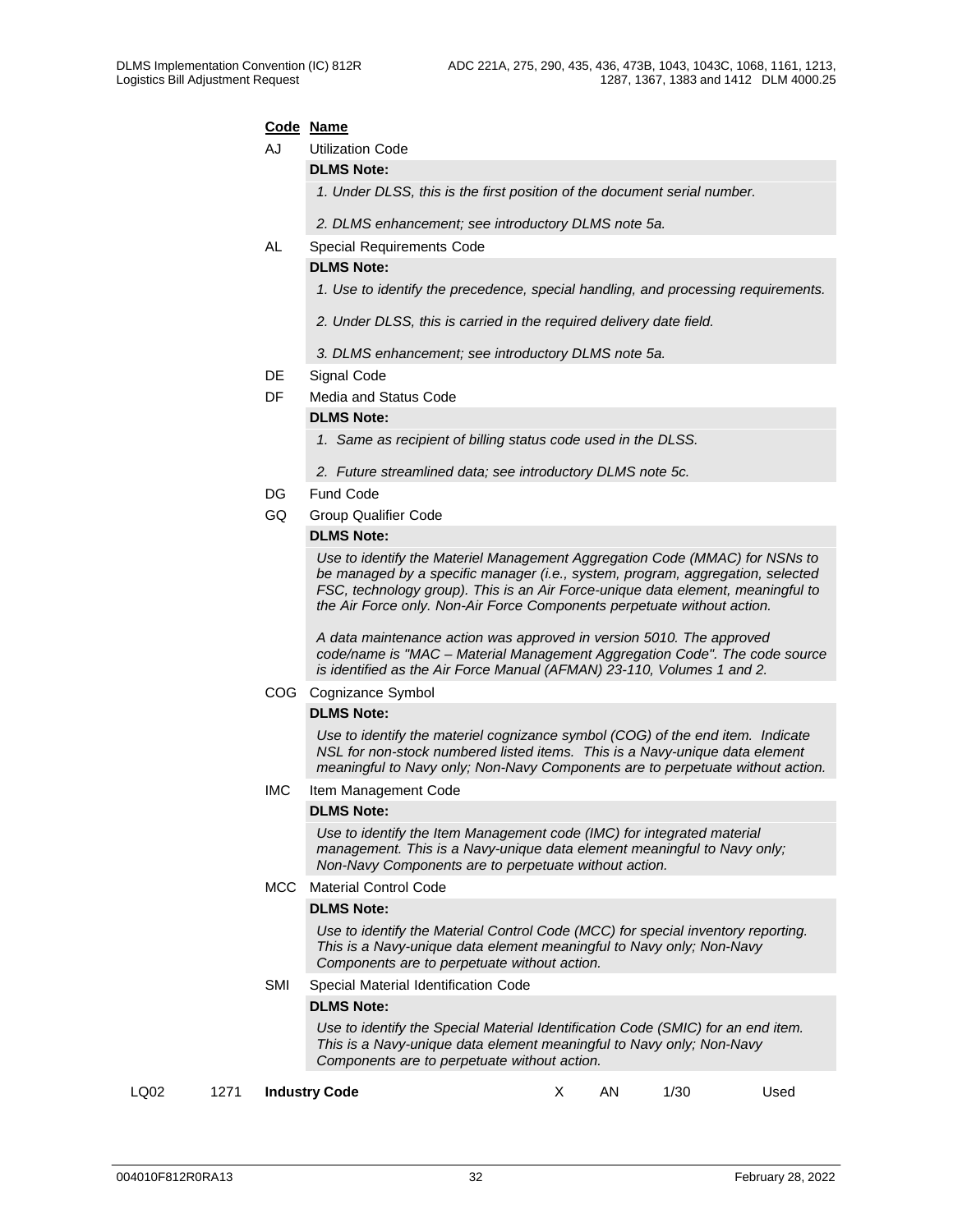**Code Name**

AJ Utilization Code

**DLMS Note:**

*1. Under DLSS, this is the first position of the document serial number.*

*2. DLMS enhancement; see introductory DLMS note 5a.*

AL Special Requirements Code

**DLMS Note:**

*1. Use to identify the precedence, special handling, and processing requirements.*

*2. Under DLSS, this is carried in the required delivery date field.*

*3. DLMS enhancement; see introductory DLMS note 5a.*

DE Signal Code

DF Media and Status Code

**DLMS Note:**

*1. Same as recipient of billing status code used in the DLSS.*

*2. Future streamlined data; see introductory DLMS note 5c.*

DG Fund Code

GQ Group Qualifier Code

**DLMS Note:**

*Use to identify the Materiel Management Aggregation Code (MMAC) for NSNs to be managed by a specific manager (i.e., system, program, aggregation, selected FSC, technology group). This is an Air Force-unique data element, meaningful to the Air Force only. Non-Air Force Components perpetuate without action.*

*A data maintenance action was approved in version 5010. The approved code/name is "MAC – Material Management Aggregation Code". The code source is identified as the Air Force Manual (AFMAN) 23-110, Volumes 1 and 2.*

COG Cognizance Symbol

**DLMS Note:**

*Use to identify the materiel cognizance symbol (COG) of the end item. Indicate NSL for non-stock numbered listed items. This is a Navy-unique data element meaningful to Navy only; Non-Navy Components are to perpetuate without action.*

IMC Item Management Code

**DLMS Note:**

*Use to identify the Item Management code (IMC) for integrated material management. This is a Navy-unique data element meaningful to Navy only; Non-Navy Components are to perpetuate without action.*

MCC Material Control Code

**DLMS Note:**

*Use to identify the Material Control Code (MCC) for special inventory reporting. This is a Navy-unique data element meaningful to Navy only; Non-Navy Components are to perpetuate without action.*

SMI Special Material Identification Code

**DLMS Note:**

*Use to identify the Special Material Identification Code (SMIC) for an end item. This is a Navy-unique data element meaningful to Navy only; Non-Navy Components are to perpetuate without action.*

| LQ02 | 1271 | **Industry Code** | X | AN | 1/30 | Used |
|---|---|---|---|---|---|---|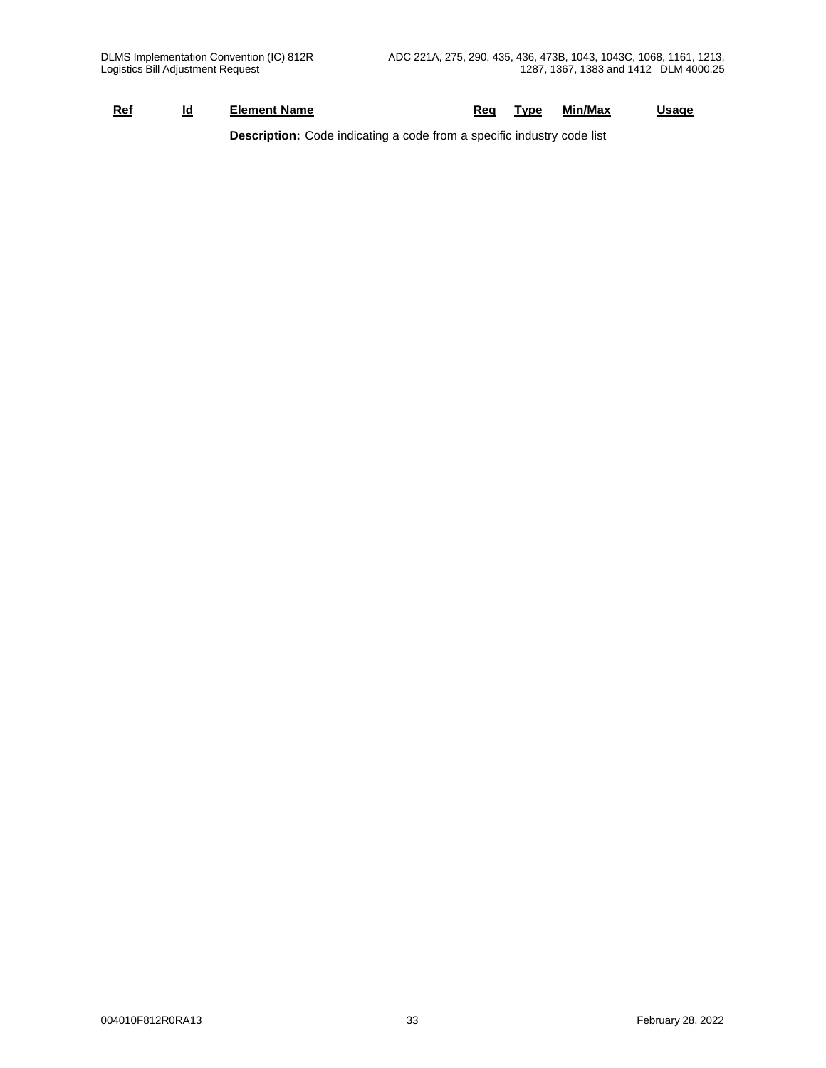| Ref | Id | Element Name | Req | Type | Min/Max | Usage |
|---|---|---|---|---|---|---|

**Description:** Code indicating a code from a specific industry code list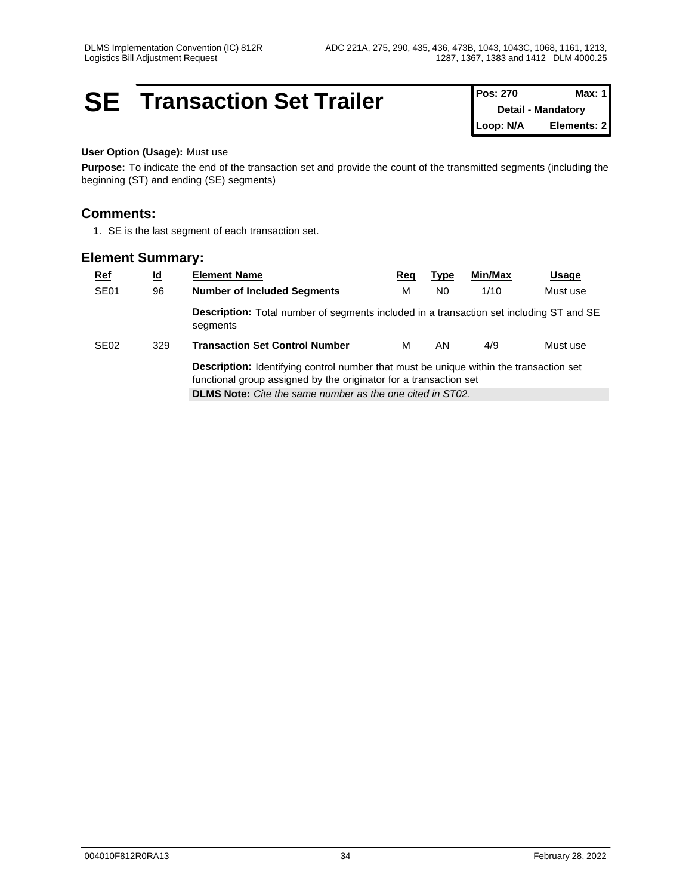# SE Transaction Set Trailer

| Pos: 270 | Max: 1 |
|---|---|
| Detail - Mandatory | |
| Loop: N/A | Elements: 2 |

**User Option (Usage):** Must use

**Purpose:** To indicate the end of the transaction set and provide the count of the transmitted segments (including the beginning (ST) and ending (SE) segments)

## Comments:

1. SE is the last segment of each transaction set.

## Element Summary:

| Ref | Id | Element Name | Req | Type | Min/Max | Usage |
|---|---|---|---|---|---|---|
| SE01 | 96 | **Number of Included Segments** | M | N0 | 1/10 | Must use |
| | | **Description:** Total number of segments included in a transaction set including ST and SE segments | | | | |
| SE02 | 329 | **Transaction Set Control Number** | M | AN | 4/9 | Must use |
| | | **Description:** Identifying control number that must be unique within the transaction set functional group assigned by the originator for a transaction set | | | | |
| | | **DLMS Note:** *Cite the same number as the one cited in ST02.* | | | | |